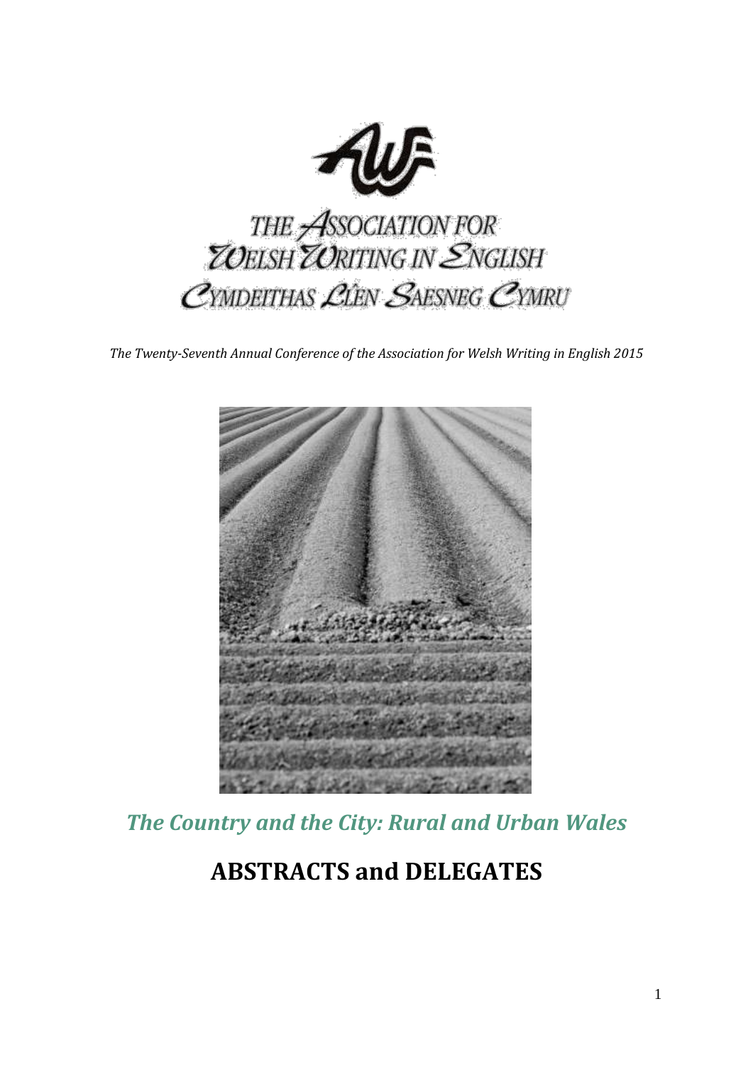THE ASSOCIATION FOR WELSH WRITING IN ENGLISH

CYMDEITHAS LÊN SAESNEG CYMRU

*The Twenty-Seventh Annual Conference of the Association for Welsh Writing in English 2015*

## *The Country and the City: Rural and Urban Wales*

# ABSTRACTS and DELEGATES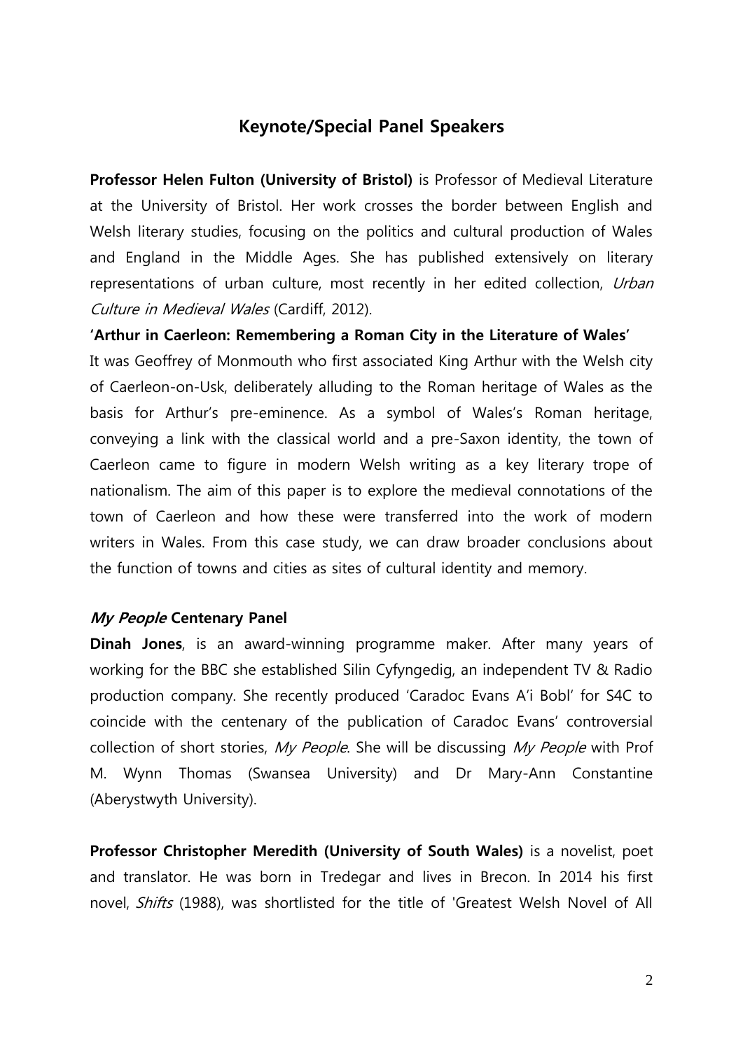## Keynote/Special Panel Speakers

**Professor Helen Fulton (University of Bristol)** is Professor of Medieval Literature at the University of Bristol. Her work crosses the border between English and Welsh literary studies, focusing on the politics and cultural production of Wales and England in the Middle Ages. She has published extensively on literary representations of urban culture, most recently in her edited collection, *Urban Culture in Medieval Wales* (Cardiff, 2012).

**'Arthur in Caerleon: Remembering a Roman City in the Literature of Wales'**

It was Geoffrey of Monmouth who first associated King Arthur with the Welsh city of Caerleon-on-Usk, deliberately alluding to the Roman heritage of Wales as the basis for Arthur's pre-eminence. As a symbol of Wales's Roman heritage, conveying a link with the classical world and a pre-Saxon identity, the town of Caerleon came to figure in modern Welsh writing as a key literary trope of nationalism. The aim of this paper is to explore the medieval connotations of the town of Caerleon and how these were transferred into the work of modern writers in Wales. From this case study, we can draw broader conclusions about the function of towns and cities as sites of cultural identity and memory.

### *My People* Centenary Panel

**Dinah Jones**, is an award-winning programme maker. After many years of working for the BBC she established Silin Cyfyngedig, an independent TV & Radio production company. She recently produced 'Caradoc Evans A'i Bobl' for S4C to coincide with the centenary of the publication of Caradoc Evans' controversial collection of short stories, *My People*. She will be discussing *My People* with Prof M. Wynn Thomas (Swansea University) and Dr Mary-Ann Constantine (Aberystwyth University).

**Professor Christopher Meredith (University of South Wales)** is a novelist, poet and translator. He was born in Tredegar and lives in Brecon. In 2014 his first novel, *Shifts* (1988), was shortlisted for the title of 'Greatest Welsh Novel of All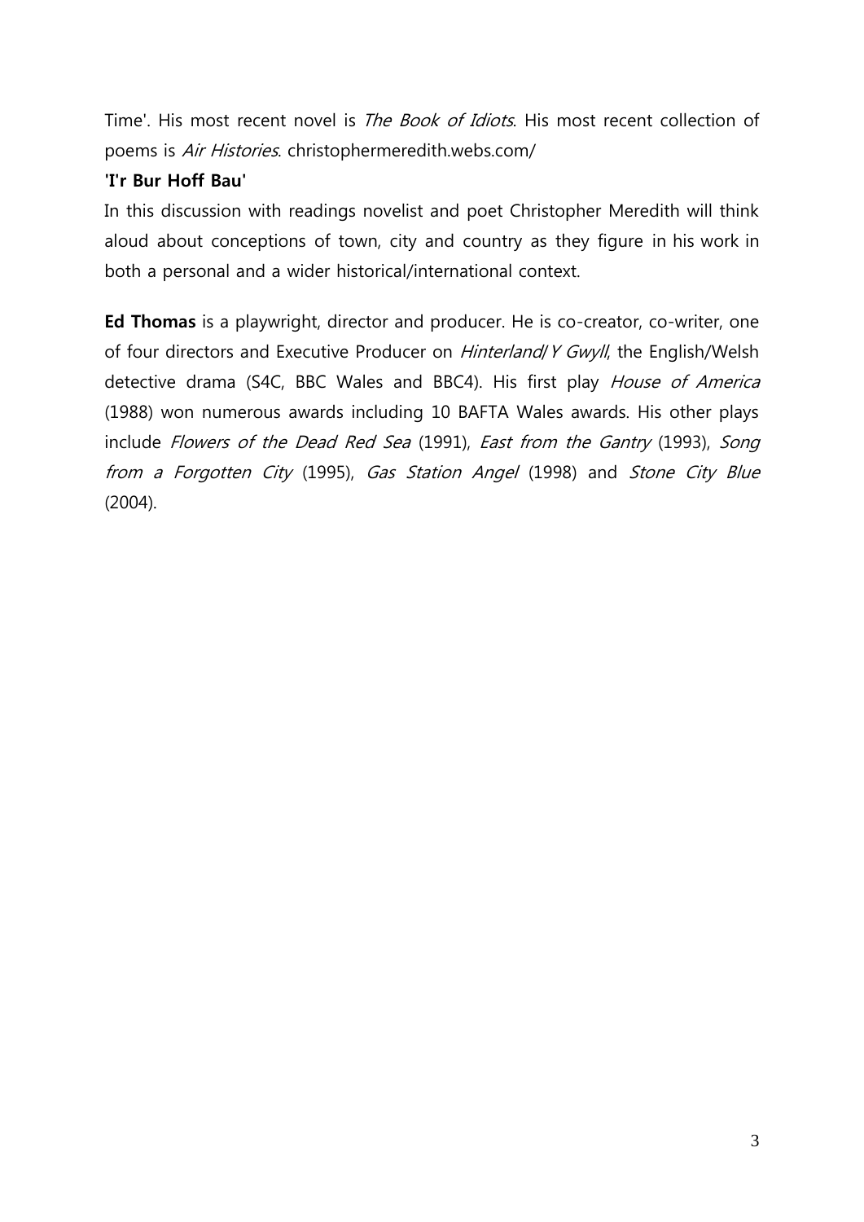Time'. His most recent novel is *The Book of Idiots*. His most recent collection of poems is *Air Histories*. christophermeredith.webs.com/

**'I'r Bur Hoff Bau'**

In this discussion with readings novelist and poet Christopher Meredith will think aloud about conceptions of town, city and country as they figure in his work in both a personal and a wider historical/international context.

**Ed Thomas** is a playwright, director and producer. He is co-creator, co-writer, one of four directors and Executive Producer on *Hinterland/Y Gwyll*, the English/Welsh detective drama (S4C, BBC Wales and BBC4). His first play *House of America* (1988) won numerous awards including 10 BAFTA Wales awards. His other plays include *Flowers of the Dead Red Sea* (1991), *East from the Gantry* (1993), *Song from a Forgotten City* (1995), *Gas Station Angel* (1998) and *Stone City Blue* (2004).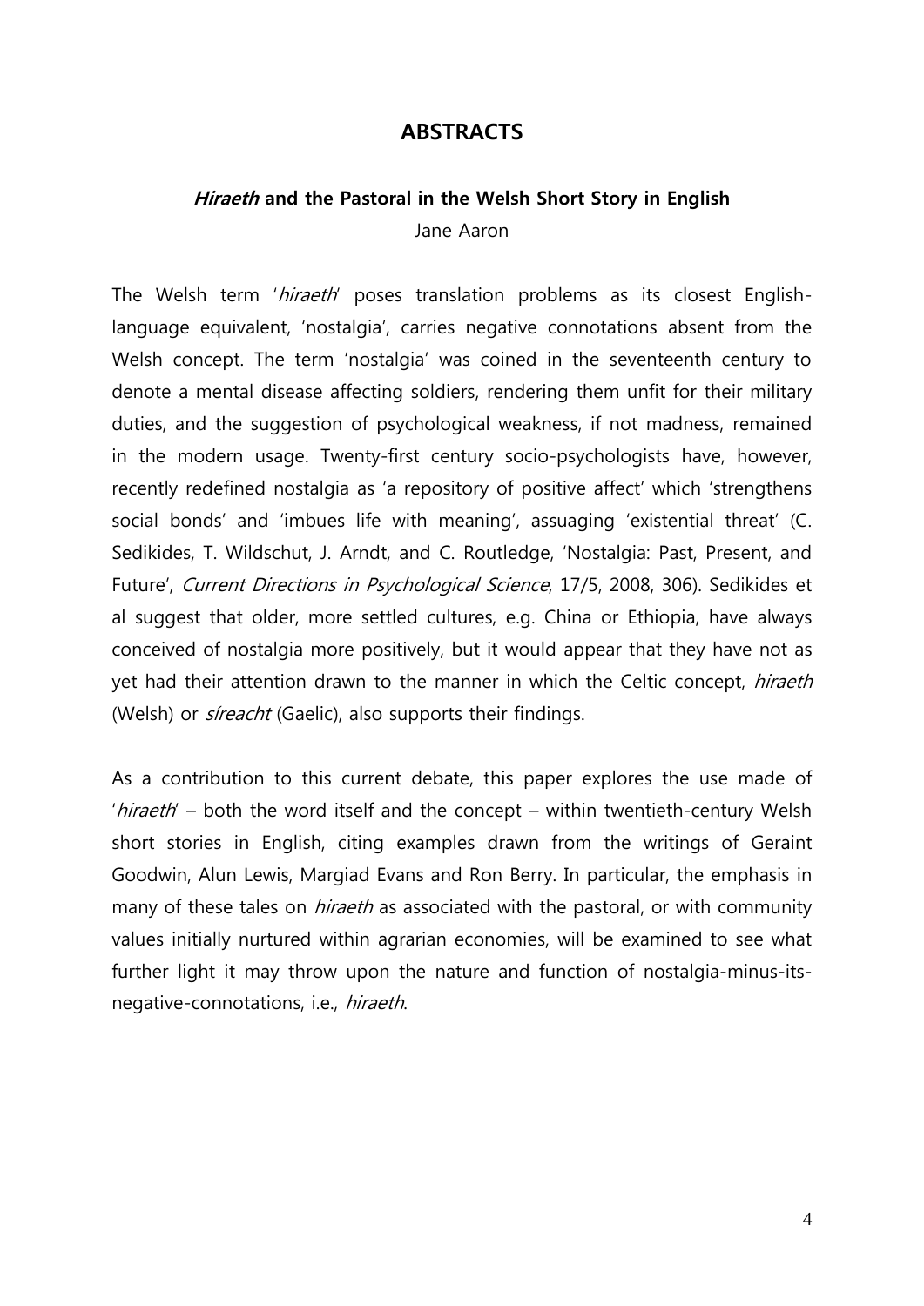# ABSTRACTS

## *Hiraeth* and the Pastoral in the Welsh Short Story in English

Jane Aaron

The Welsh term '*hiraeth*' poses translation problems as its closest English-language equivalent, 'nostalgia', carries negative connotations absent from the Welsh concept. The term 'nostalgia' was coined in the seventeenth century to denote a mental disease affecting soldiers, rendering them unfit for their military duties, and the suggestion of psychological weakness, if not madness, remained in the modern usage. Twenty-first century socio-psychologists have, however, recently redefined nostalgia as 'a repository of positive affect' which 'strengthens social bonds' and 'imbues life with meaning', assuaging 'existential threat' (C. Sedikides, T. Wildschut, J. Arndt, and C. Routledge, 'Nostalgia: Past, Present, and Future', *Current Directions in Psychological Science*, 17/5, 2008, 306). Sedikides et al suggest that older, more settled cultures, e.g. China or Ethiopia, have always conceived of nostalgia more positively, but it would appear that they have not as yet had their attention drawn to the manner in which the Celtic concept, *hiraeth* (Welsh) or *síreacht* (Gaelic), also supports their findings.

As a contribution to this current debate, this paper explores the use made of '*hiraeth*' – both the word itself and the concept – within twentieth-century Welsh short stories in English, citing examples drawn from the writings of Geraint Goodwin, Alun Lewis, Margiad Evans and Ron Berry. In particular, the emphasis in many of these tales on *hiraeth* as associated with the pastoral, or with community values initially nurtured within agrarian economies, will be examined to see what further light it may throw upon the nature and function of nostalgia-minus-its-negative-connotations, i.e., *hiraeth*.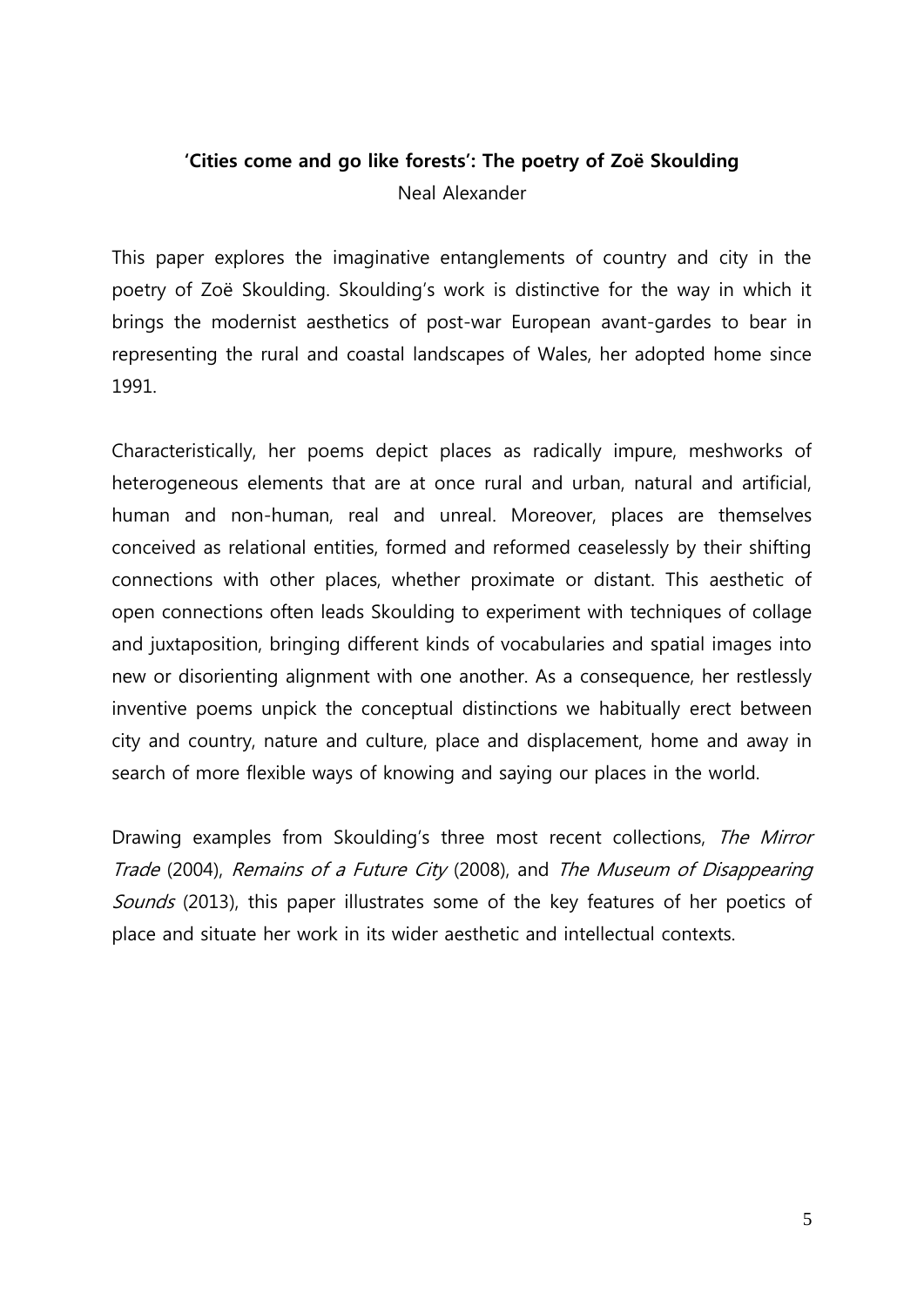**'Cities come and go like forests': The poetry of Zoë Skoulding**

Neal Alexander

This paper explores the imaginative entanglements of country and city in the poetry of Zoë Skoulding. Skoulding's work is distinctive for the way in which it brings the modernist aesthetics of post-war European avant-gardes to bear in representing the rural and coastal landscapes of Wales, her adopted home since 1991.

Characteristically, her poems depict places as radically impure, meshworks of heterogeneous elements that are at once rural and urban, natural and artificial, human and non-human, real and unreal. Moreover, places are themselves conceived as relational entities, formed and reformed ceaselessly by their shifting connections with other places, whether proximate or distant. This aesthetic of open connections often leads Skoulding to experiment with techniques of collage and juxtaposition, bringing different kinds of vocabularies and spatial images into new or disorienting alignment with one another. As a consequence, her restlessly inventive poems unpick the conceptual distinctions we habitually erect between city and country, nature and culture, place and displacement, home and away in search of more flexible ways of knowing and saying our places in the world.

Drawing examples from Skoulding's three most recent collections, *The Mirror Trade* (2004), *Remains of a Future City* (2008), and *The Museum of Disappearing Sounds* (2013), this paper illustrates some of the key features of her poetics of place and situate her work in its wider aesthetic and intellectual contexts.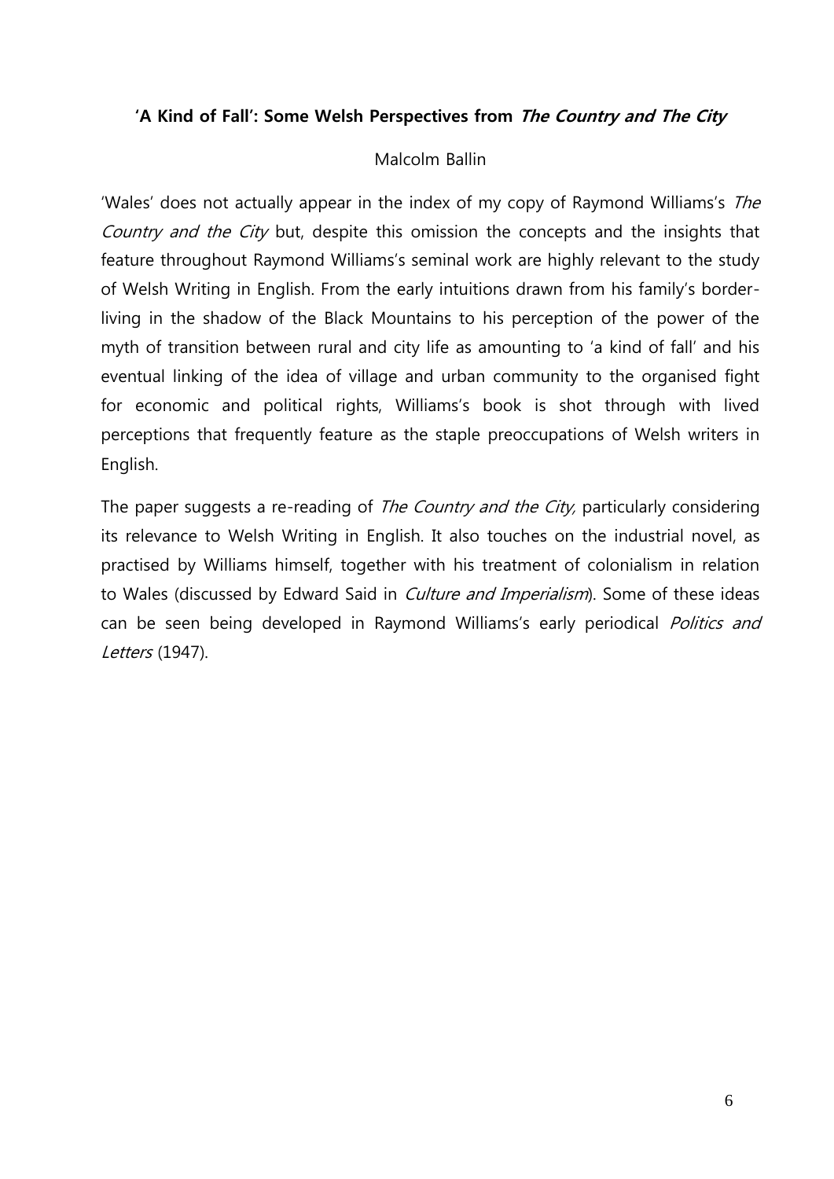### **'A Kind of Fall': Some Welsh Perspectives from *The Country and The City***

Malcolm Ballin

'Wales' does not actually appear in the index of my copy of Raymond Williams's *The Country and the City* but, despite this omission the concepts and the insights that feature throughout Raymond Williams's seminal work are highly relevant to the study of Welsh Writing in English. From the early intuitions drawn from his family's border-living in the shadow of the Black Mountains to his perception of the power of the myth of transition between rural and city life as amounting to 'a kind of fall' and his eventual linking of the idea of village and urban community to the organised fight for economic and political rights, Williams's book is shot through with lived perceptions that frequently feature as the staple preoccupations of Welsh writers in English.

The paper suggests a re-reading of *The Country and the City,* particularly considering its relevance to Welsh Writing in English. It also touches on the industrial novel, as practised by Williams himself, together with his treatment of colonialism in relation to Wales (discussed by Edward Said in *Culture and Imperialism*). Some of these ideas can be seen being developed in Raymond Williams's early periodical *Politics and Letters* (1947).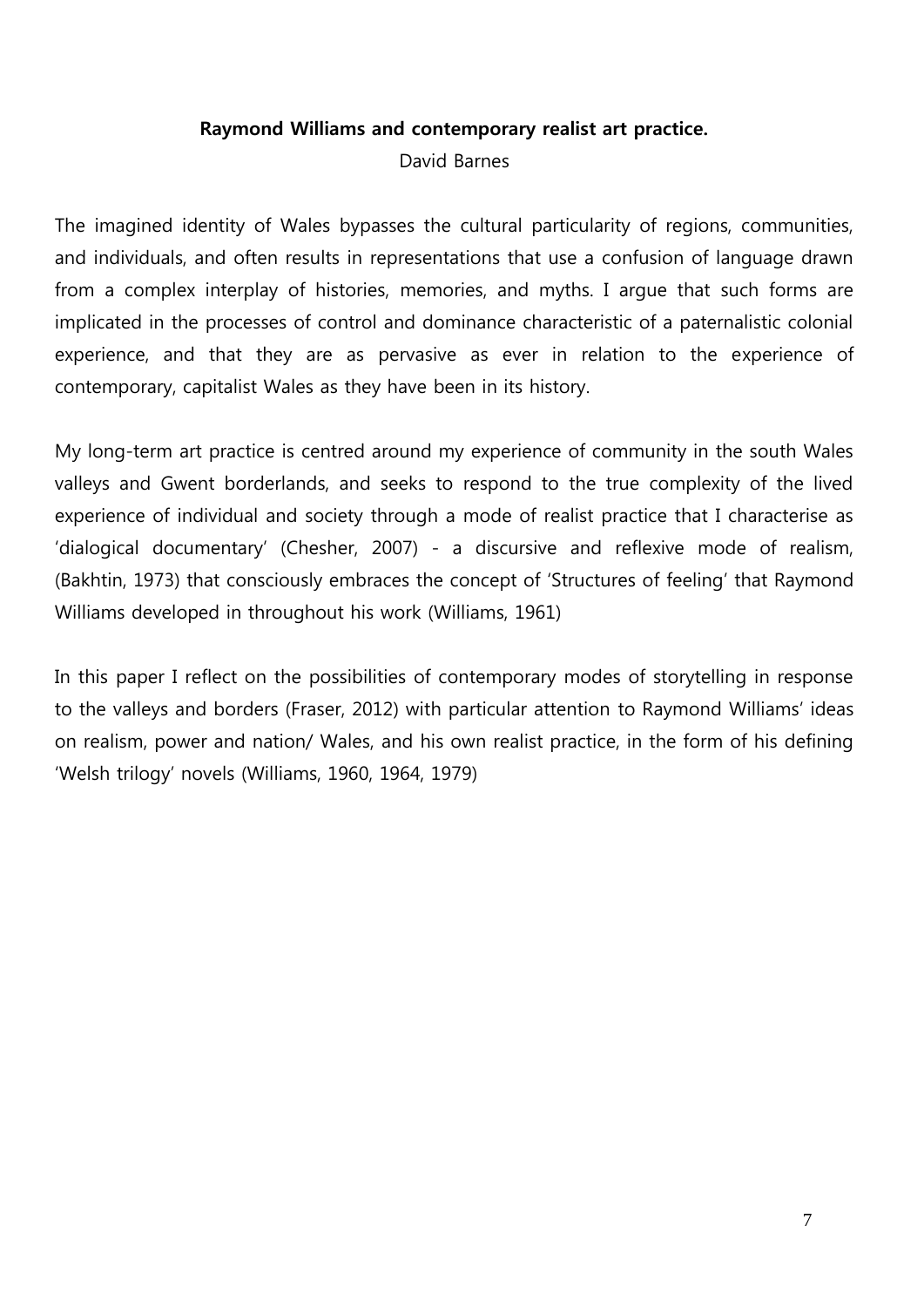**Raymond Williams and contemporary realist art practice.**

David Barnes

The imagined identity of Wales bypasses the cultural particularity of regions, communities, and individuals, and often results in representations that use a confusion of language drawn from a complex interplay of histories, memories, and myths. I argue that such forms are implicated in the processes of control and dominance characteristic of a paternalistic colonial experience, and that they are as pervasive as ever in relation to the experience of contemporary, capitalist Wales as they have been in its history.

My long-term art practice is centred around my experience of community in the south Wales valleys and Gwent borderlands, and seeks to respond to the true complexity of the lived experience of individual and society through a mode of realist practice that I characterise as 'dialogical documentary' (Chesher, 2007) - a discursive and reflexive mode of realism, (Bakhtin, 1973) that consciously embraces the concept of 'Structures of feeling' that Raymond Williams developed in throughout his work (Williams, 1961)

In this paper I reflect on the possibilities of contemporary modes of storytelling in response to the valleys and borders (Fraser, 2012) with particular attention to Raymond Williams' ideas on realism, power and nation/ Wales, and his own realist practice, in the form of his defining 'Welsh trilogy' novels (Williams, 1960, 1964, 1979)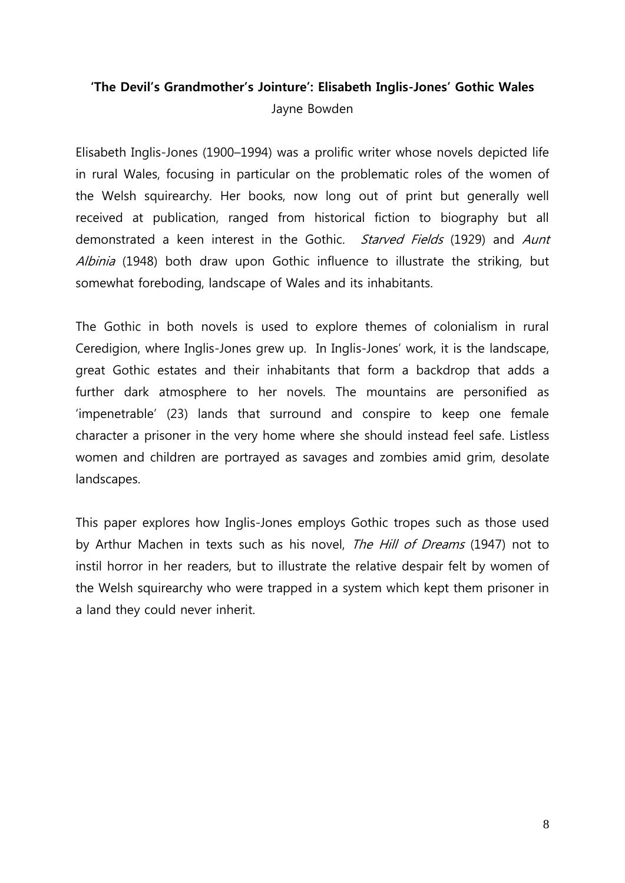**'The Devil's Grandmother's Jointure': Elisabeth Inglis-Jones' Gothic Wales**

Jayne Bowden

Elisabeth Inglis-Jones (1900–1994) was a prolific writer whose novels depicted life in rural Wales, focusing in particular on the problematic roles of the women of the Welsh squirearchy. Her books, now long out of print but generally well received at publication, ranged from historical fiction to biography but all demonstrated a keen interest in the Gothic. *Starved Fields* (1929) and *Aunt Albinia* (1948) both draw upon Gothic influence to illustrate the striking, but somewhat foreboding, landscape of Wales and its inhabitants.

The Gothic in both novels is used to explore themes of colonialism in rural Ceredigion, where Inglis-Jones grew up. In Inglis-Jones' work, it is the landscape, great Gothic estates and their inhabitants that form a backdrop that adds a further dark atmosphere to her novels. The mountains are personified as 'impenetrable' (23) lands that surround and conspire to keep one female character a prisoner in the very home where she should instead feel safe. Listless women and children are portrayed as savages and zombies amid grim, desolate landscapes.

This paper explores how Inglis-Jones employs Gothic tropes such as those used by Arthur Machen in texts such as his novel, *The Hill of Dreams* (1947) not to instil horror in her readers, but to illustrate the relative despair felt by women of the Welsh squirearchy who were trapped in a system which kept them prisoner in a land they could never inherit.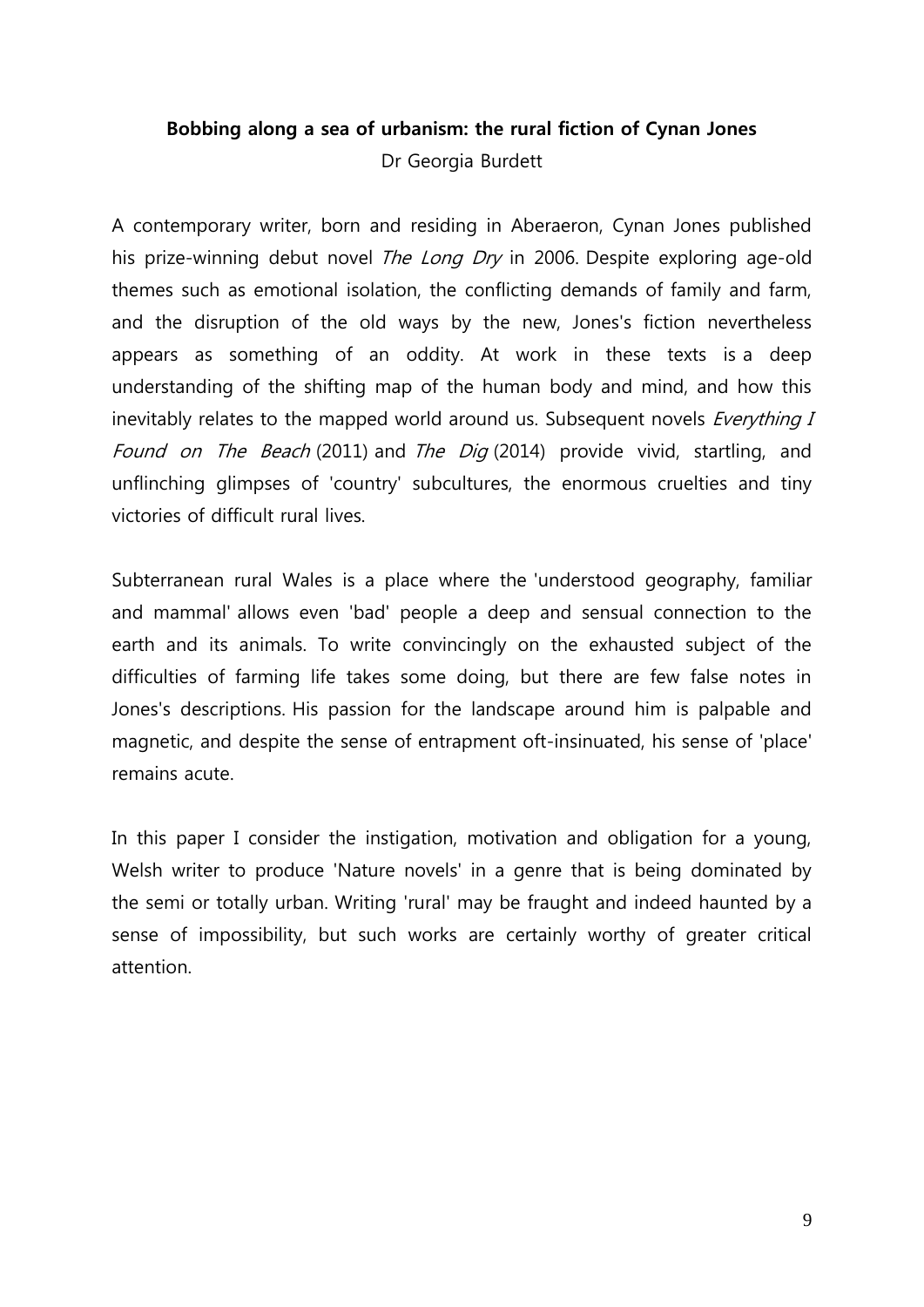**Bobbing along a sea of urbanism: the rural fiction of Cynan Jones**

Dr Georgia Burdett

A contemporary writer, born and residing in Aberaeron, Cynan Jones published his prize-winning debut novel *The Long Dry* in 2006. Despite exploring age-old themes such as emotional isolation, the conflicting demands of family and farm, and the disruption of the old ways by the new, Jones's fiction nevertheless appears as something of an oddity. At work in these texts is a deep understanding of the shifting map of the human body and mind, and how this inevitably relates to the mapped world around us. Subsequent novels *Everything I Found on The Beach* (2011) and *The Dig* (2014) provide vivid, startling, and unflinching glimpses of 'country' subcultures, the enormous cruelties and tiny victories of difficult rural lives.

Subterranean rural Wales is a place where the 'understood geography, familiar and mammal' allows even 'bad' people a deep and sensual connection to the earth and its animals. To write convincingly on the exhausted subject of the difficulties of farming life takes some doing, but there are few false notes in Jones's descriptions. His passion for the landscape around him is palpable and magnetic, and despite the sense of entrapment oft-insinuated, his sense of 'place' remains acute.

In this paper I consider the instigation, motivation and obligation for a young, Welsh writer to produce 'Nature novels' in a genre that is being dominated by the semi or totally urban. Writing 'rural' may be fraught and indeed haunted by a sense of impossibility, but such works are certainly worthy of greater critical attention.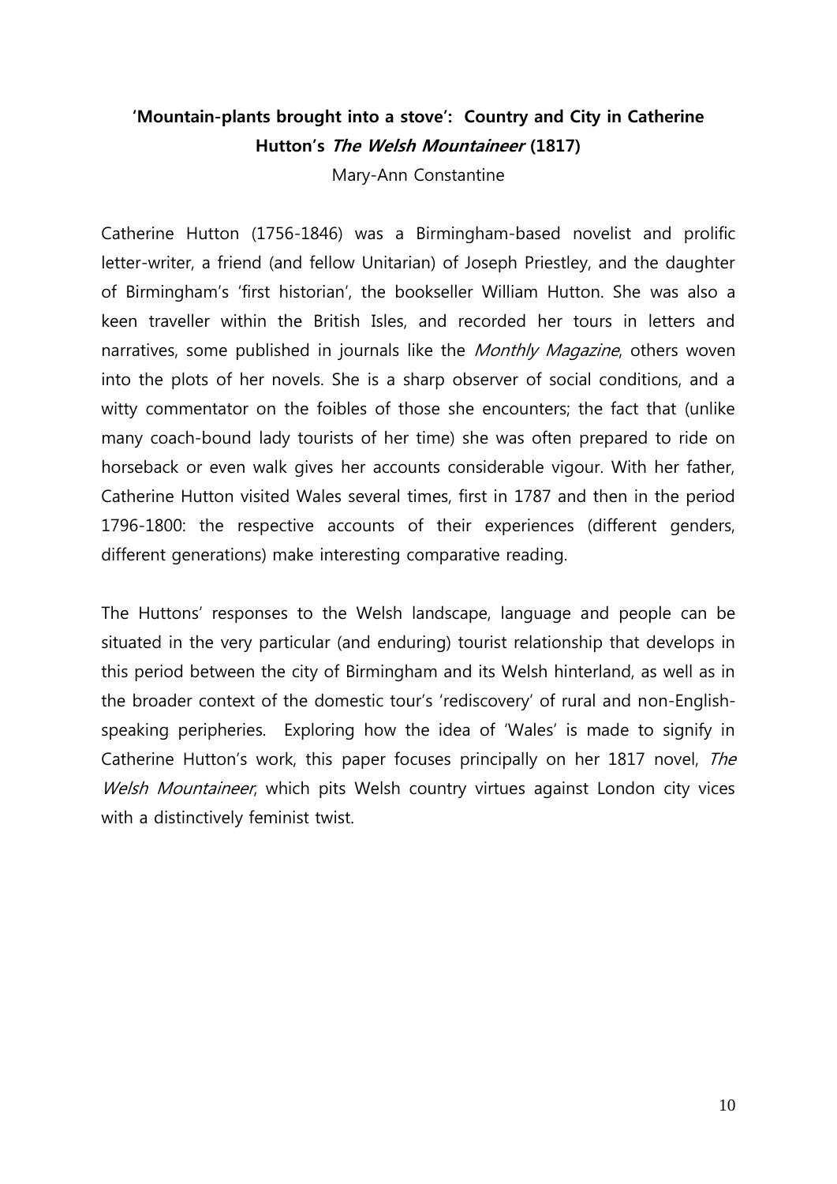## 'Mountain-plants brought into a stove': Country and City in Catherine Hutton's *The Welsh Mountaineer* (1817)

Mary-Ann Constantine

Catherine Hutton (1756-1846) was a Birmingham-based novelist and prolific letter-writer, a friend (and fellow Unitarian) of Joseph Priestley, and the daughter of Birmingham's 'first historian', the bookseller William Hutton. She was also a keen traveller within the British Isles, and recorded her tours in letters and narratives, some published in journals like the *Monthly Magazine*, others woven into the plots of her novels. She is a sharp observer of social conditions, and a witty commentator on the foibles of those she encounters; the fact that (unlike many coach-bound lady tourists of her time) she was often prepared to ride on horseback or even walk gives her accounts considerable vigour. With her father, Catherine Hutton visited Wales several times, first in 1787 and then in the period 1796-1800: the respective accounts of their experiences (different genders, different generations) make interesting comparative reading.

The Huttons' responses to the Welsh landscape, language and people can be situated in the very particular (and enduring) tourist relationship that develops in this period between the city of Birmingham and its Welsh hinterland, as well as in the broader context of the domestic tour's 'rediscovery' of rural and non-English-speaking peripheries. Exploring how the idea of 'Wales' is made to signify in Catherine Hutton's work, this paper focuses principally on her 1817 novel, *The Welsh Mountaineer*, which pits Welsh country virtues against London city vices with a distinctively feminist twist.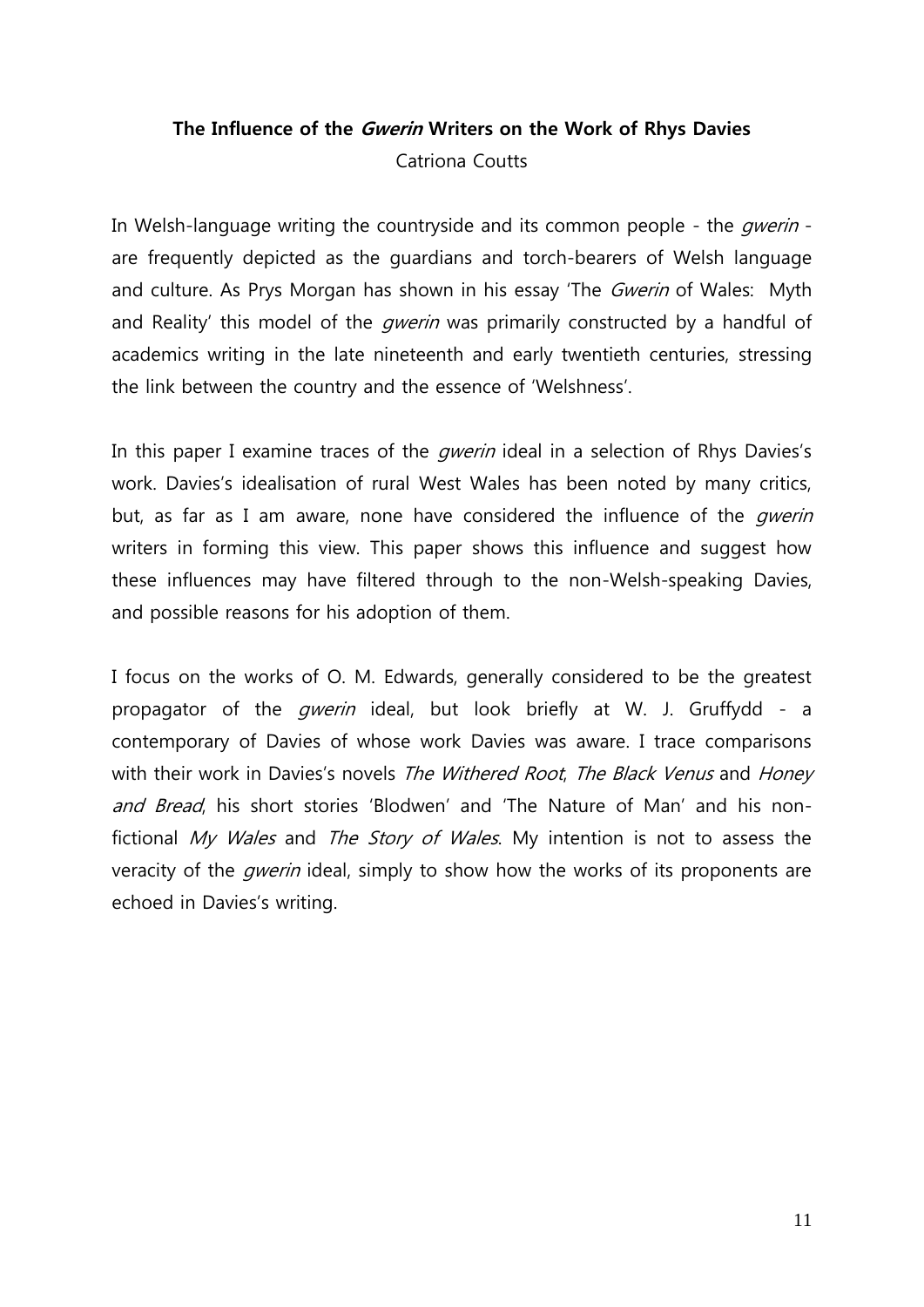# The Influence of the *Gwerin* Writers on the Work of Rhys Davies

Catriona Coutts

In Welsh-language writing the countryside and its common people - the *gwerin* - are frequently depicted as the guardians and torch-bearers of Welsh language and culture. As Prys Morgan has shown in his essay 'The *Gwerin* of Wales: Myth and Reality' this model of the *gwerin* was primarily constructed by a handful of academics writing in the late nineteenth and early twentieth centuries, stressing the link between the country and the essence of 'Welshness'.

In this paper I examine traces of the *gwerin* ideal in a selection of Rhys Davies's work. Davies's idealisation of rural West Wales has been noted by many critics, but, as far as I am aware, none have considered the influence of the *gwerin* writers in forming this view. This paper shows this influence and suggest how these influences may have filtered through to the non-Welsh-speaking Davies, and possible reasons for his adoption of them.

I focus on the works of O. M. Edwards, generally considered to be the greatest propagator of the *gwerin* ideal, but look briefly at W. J. Gruffydd - a contemporary of Davies of whose work Davies was aware. I trace comparisons with their work in Davies's novels *The Withered Root*, *The Black Venus* and *Honey and Bread*, his short stories 'Blodwen' and 'The Nature of Man' and his non-fictional *My Wales* and *The Story of Wales*. My intention is not to assess the veracity of the *gwerin* ideal, simply to show how the works of its proponents are echoed in Davies's writing.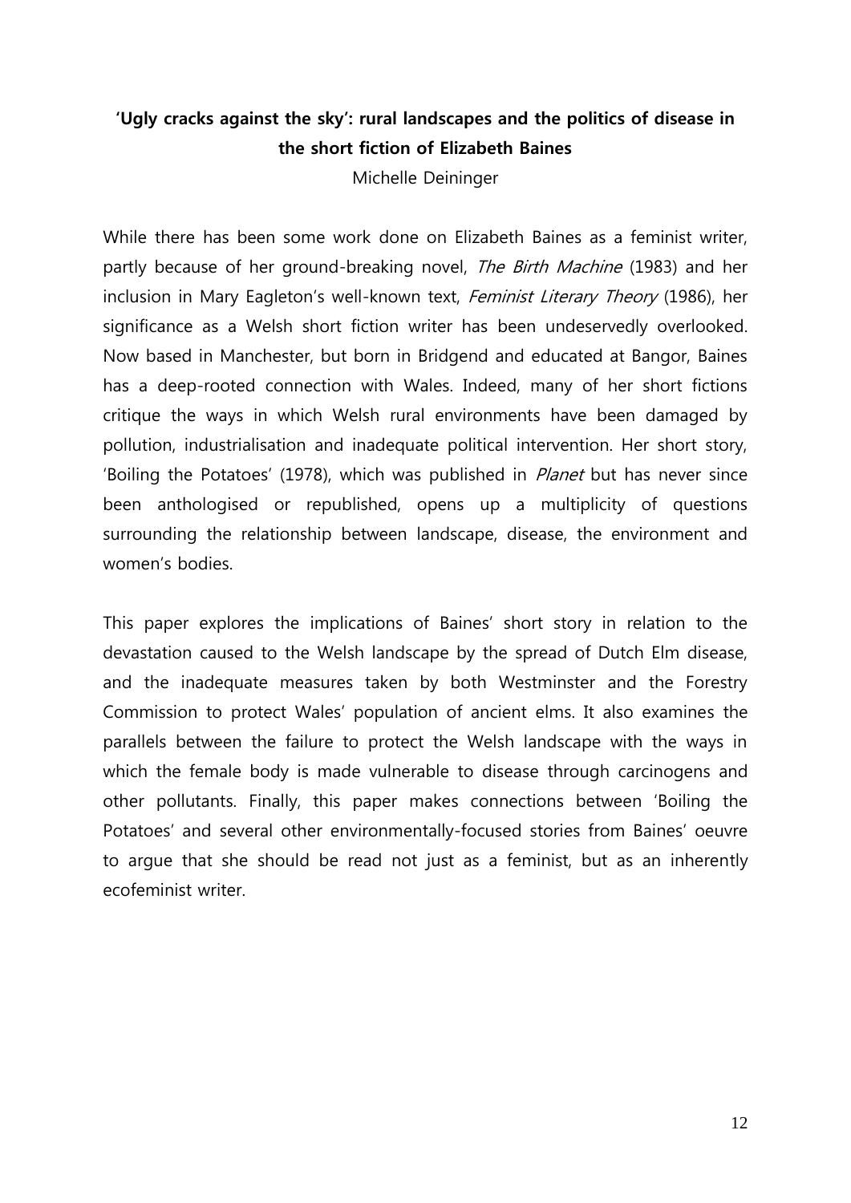## 'Ugly cracks against the sky': rural landscapes and the politics of disease in the short fiction of Elizabeth Baines

Michelle Deininger

While there has been some work done on Elizabeth Baines as a feminist writer, partly because of her ground-breaking novel, *The Birth Machine* (1983) and her inclusion in Mary Eagleton's well-known text, *Feminist Literary Theory* (1986), her significance as a Welsh short fiction writer has been undeservedly overlooked. Now based in Manchester, but born in Bridgend and educated at Bangor, Baines has a deep-rooted connection with Wales. Indeed, many of her short fictions critique the ways in which Welsh rural environments have been damaged by pollution, industrialisation and inadequate political intervention. Her short story, 'Boiling the Potatoes' (1978), which was published in *Planet* but has never since been anthologised or republished, opens up a multiplicity of questions surrounding the relationship between landscape, disease, the environment and women's bodies.

This paper explores the implications of Baines' short story in relation to the devastation caused to the Welsh landscape by the spread of Dutch Elm disease, and the inadequate measures taken by both Westminster and the Forestry Commission to protect Wales' population of ancient elms. It also examines the parallels between the failure to protect the Welsh landscape with the ways in which the female body is made vulnerable to disease through carcinogens and other pollutants. Finally, this paper makes connections between 'Boiling the Potatoes' and several other environmentally-focused stories from Baines' oeuvre to argue that she should be read not just as a feminist, but as an inherently ecofeminist writer.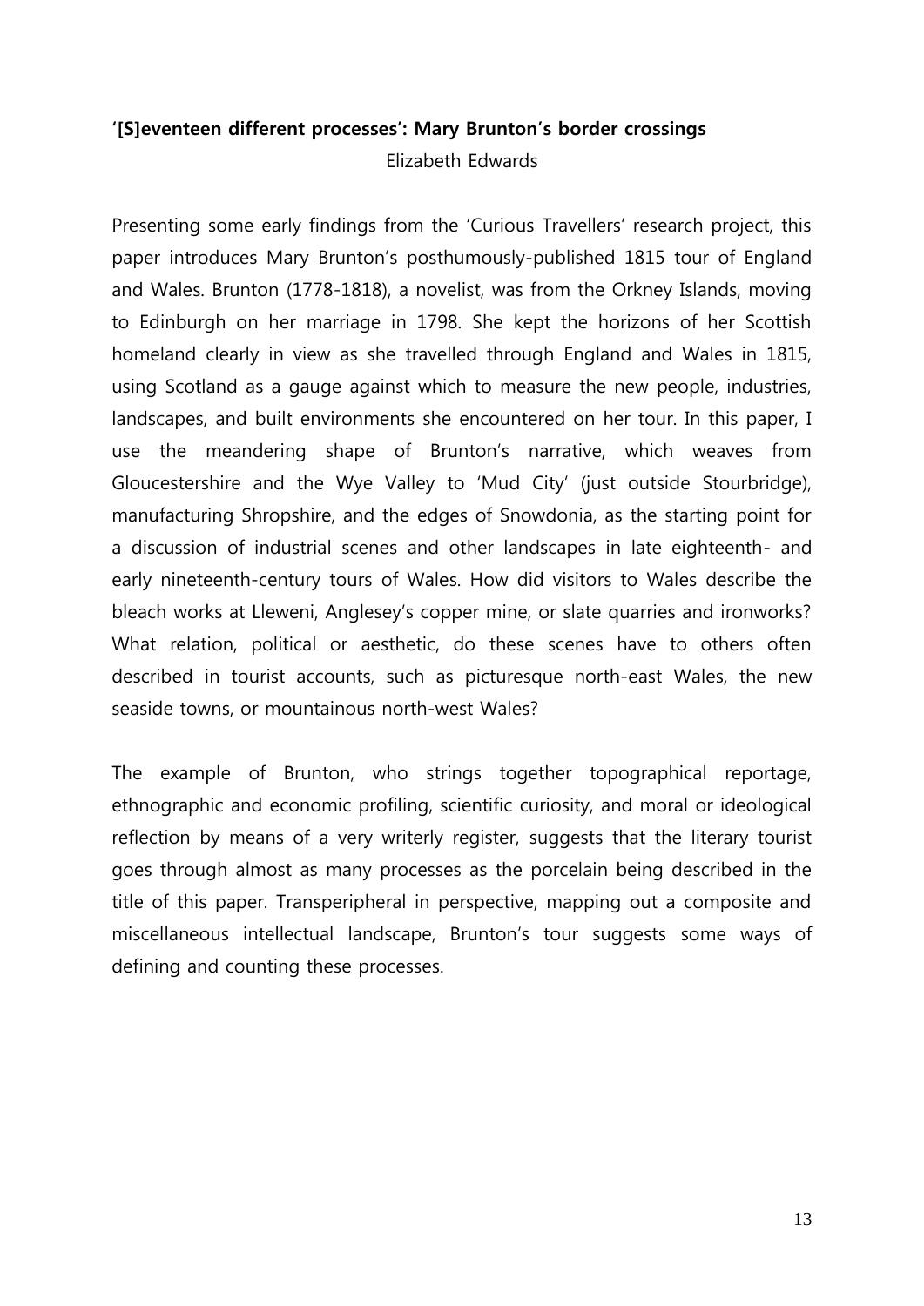**'[S]eventeen different processes': Mary Brunton's border crossings**

Elizabeth Edwards

Presenting some early findings from the 'Curious Travellers' research project, this paper introduces Mary Brunton's posthumously-published 1815 tour of England and Wales. Brunton (1778-1818), a novelist, was from the Orkney Islands, moving to Edinburgh on her marriage in 1798. She kept the horizons of her Scottish homeland clearly in view as she travelled through England and Wales in 1815, using Scotland as a gauge against which to measure the new people, industries, landscapes, and built environments she encountered on her tour. In this paper, I use the meandering shape of Brunton's narrative, which weaves from Gloucestershire and the Wye Valley to 'Mud City' (just outside Stourbridge), manufacturing Shropshire, and the edges of Snowdonia, as the starting point for a discussion of industrial scenes and other landscapes in late eighteenth- and early nineteenth-century tours of Wales. How did visitors to Wales describe the bleach works at Lleweni, Anglesey's copper mine, or slate quarries and ironworks? What relation, political or aesthetic, do these scenes have to others often described in tourist accounts, such as picturesque north-east Wales, the new seaside towns, or mountainous north-west Wales?

The example of Brunton, who strings together topographical reportage, ethnographic and economic profiling, scientific curiosity, and moral or ideological reflection by means of a very writerly register, suggests that the literary tourist goes through almost as many processes as the porcelain being described in the title of this paper. Transperipheral in perspective, mapping out a composite and miscellaneous intellectual landscape, Brunton's tour suggests some ways of defining and counting these processes.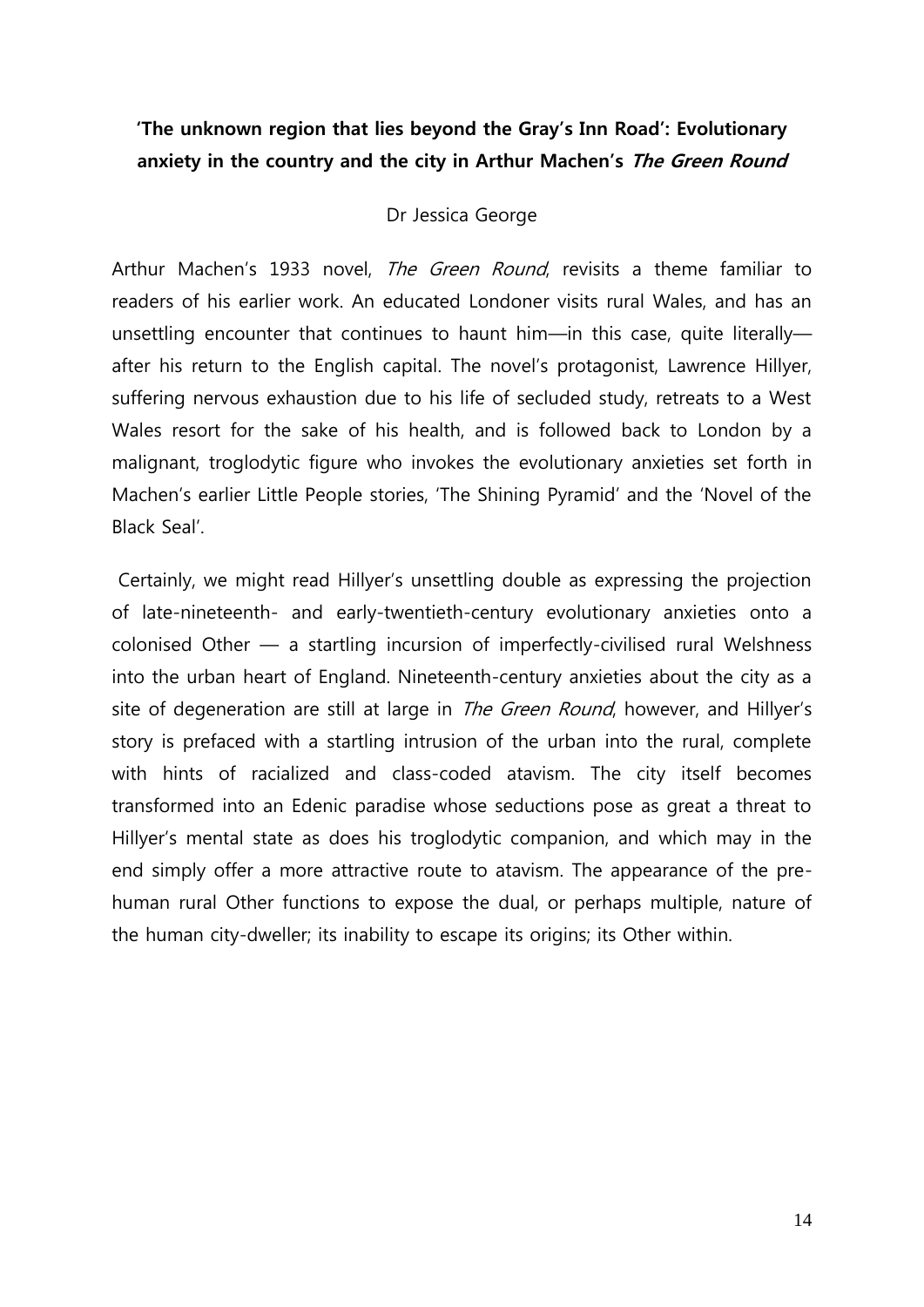**'The unknown region that lies beyond the Gray's Inn Road': Evolutionary anxiety in the country and the city in Arthur Machen's *The Green Round***

Dr Jessica George

Arthur Machen's 1933 novel, *The Green Round*, revisits a theme familiar to readers of his earlier work. An educated Londoner visits rural Wales, and has an unsettling encounter that continues to haunt him—in this case, quite literally—after his return to the English capital. The novel's protagonist, Lawrence Hillyer, suffering nervous exhaustion due to his life of secluded study, retreats to a West Wales resort for the sake of his health, and is followed back to London by a malignant, troglodytic figure who invokes the evolutionary anxieties set forth in Machen's earlier Little People stories, 'The Shining Pyramid' and the 'Novel of the Black Seal'.

Certainly, we might read Hillyer's unsettling double as expressing the projection of late-nineteenth- and early-twentieth-century evolutionary anxieties onto a colonised Other — a startling incursion of imperfectly-civilised rural Welshness into the urban heart of England. Nineteenth-century anxieties about the city as a site of degeneration are still at large in *The Green Round*, however, and Hillyer's story is prefaced with a startling intrusion of the urban into the rural, complete with hints of racialized and class-coded atavism. The city itself becomes transformed into an Edenic paradise whose seductions pose as great a threat to Hillyer's mental state as does his troglodytic companion, and which may in the end simply offer a more attractive route to atavism. The appearance of the pre-human rural Other functions to expose the dual, or perhaps multiple, nature of the human city-dweller; its inability to escape its origins; its Other within.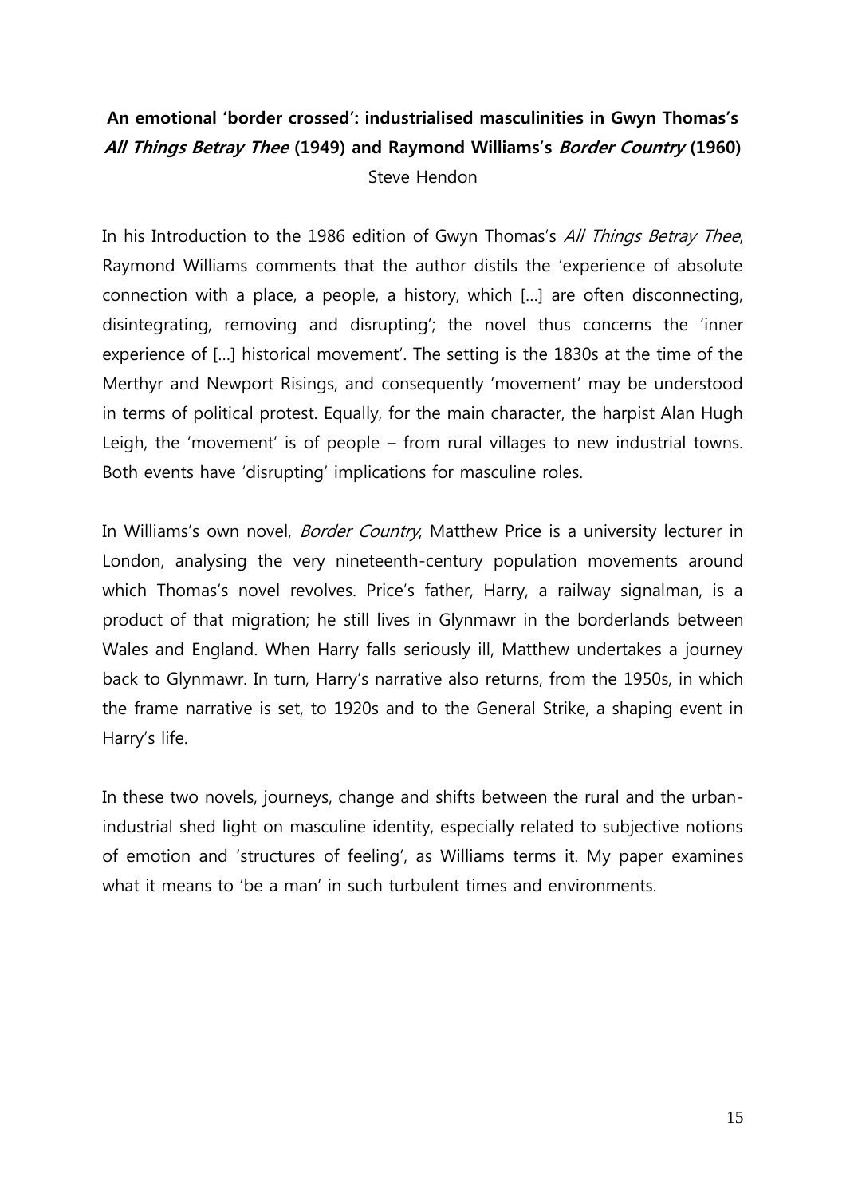**An emotional 'border crossed': industrialised masculinities in Gwyn Thomas's *All Things Betray Thee* (1949) and Raymond Williams's *Border Country* (1960)**

Steve Hendon

In his Introduction to the 1986 edition of Gwyn Thomas's *All Things Betray Thee*, Raymond Williams comments that the author distils the 'experience of absolute connection with a place, a people, a history, which […] are often disconnecting, disintegrating, removing and disrupting'; the novel thus concerns the 'inner experience of […] historical movement'. The setting is the 1830s at the time of the Merthyr and Newport Risings, and consequently 'movement' may be understood in terms of political protest. Equally, for the main character, the harpist Alan Hugh Leigh, the 'movement' is of people – from rural villages to new industrial towns. Both events have 'disrupting' implications for masculine roles.

In Williams's own novel, *Border Country*, Matthew Price is a university lecturer in London, analysing the very nineteenth-century population movements around which Thomas's novel revolves. Price's father, Harry, a railway signalman, is a product of that migration; he still lives in Glynmawr in the borderlands between Wales and England. When Harry falls seriously ill, Matthew undertakes a journey back to Glynmawr. In turn, Harry's narrative also returns, from the 1950s, in which the frame narrative is set, to 1920s and to the General Strike, a shaping event in Harry's life.

In these two novels, journeys, change and shifts between the rural and the urban-industrial shed light on masculine identity, especially related to subjective notions of emotion and 'structures of feeling', as Williams terms it. My paper examines what it means to 'be a man' in such turbulent times and environments.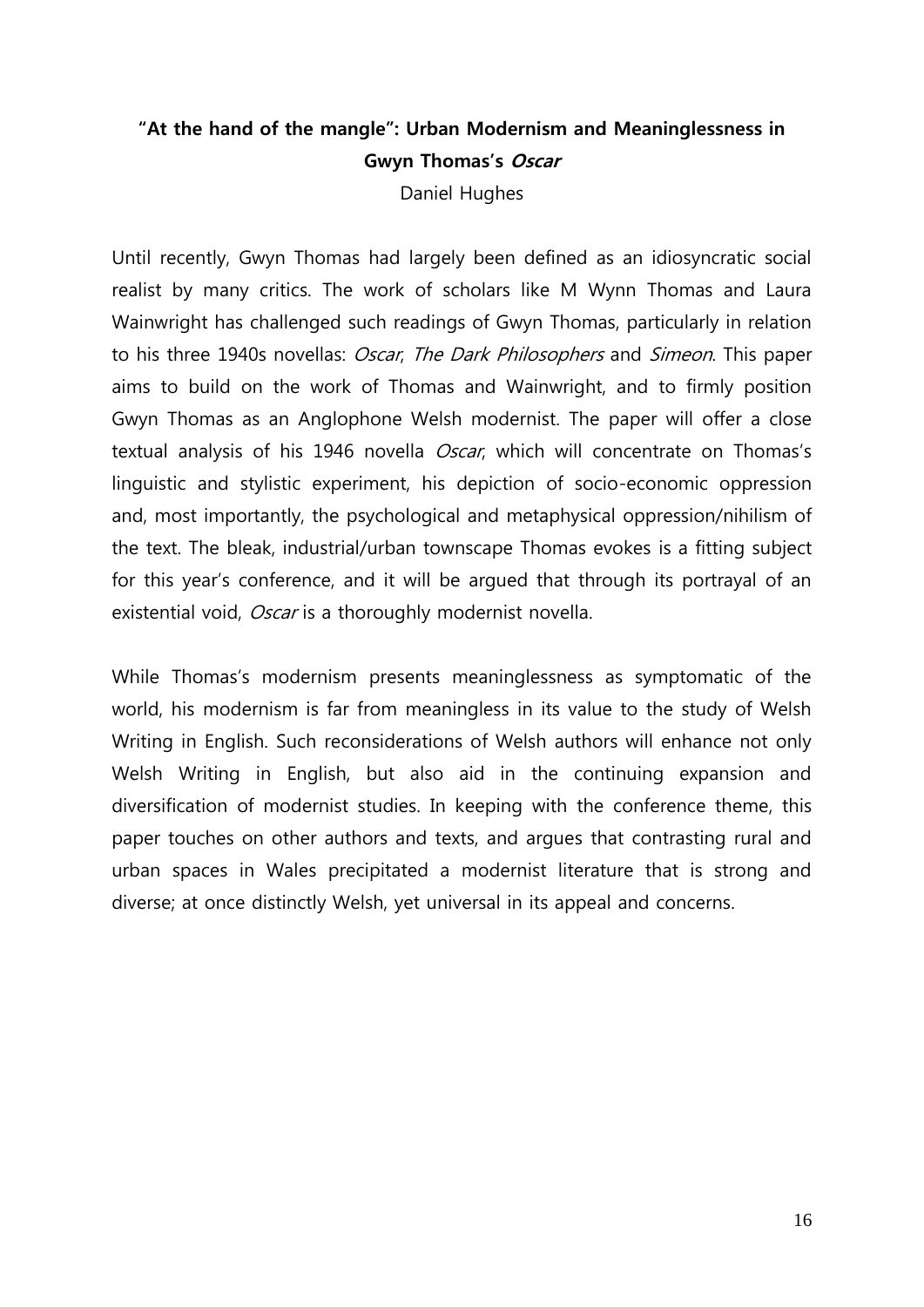## "At the hand of the mangle": Urban Modernism and Meaninglessness in Gwyn Thomas's *Oscar*

Daniel Hughes

Until recently, Gwyn Thomas had largely been defined as an idiosyncratic social realist by many critics. The work of scholars like M Wynn Thomas and Laura Wainwright has challenged such readings of Gwyn Thomas, particularly in relation to his three 1940s novellas: *Oscar*, *The Dark Philosophers* and *Simeon*. This paper aims to build on the work of Thomas and Wainwright, and to firmly position Gwyn Thomas as an Anglophone Welsh modernist. The paper will offer a close textual analysis of his 1946 novella *Oscar*, which will concentrate on Thomas's linguistic and stylistic experiment, his depiction of socio-economic oppression and, most importantly, the psychological and metaphysical oppression/nihilism of the text. The bleak, industrial/urban townscape Thomas evokes is a fitting subject for this year's conference, and it will be argued that through its portrayal of an existential void, *Oscar* is a thoroughly modernist novella.

While Thomas's modernism presents meaninglessness as symptomatic of the world, his modernism is far from meaningless in its value to the study of Welsh Writing in English. Such reconsiderations of Welsh authors will enhance not only Welsh Writing in English, but also aid in the continuing expansion and diversification of modernist studies. In keeping with the conference theme, this paper touches on other authors and texts, and argues that contrasting rural and urban spaces in Wales precipitated a modernist literature that is strong and diverse; at once distinctly Welsh, yet universal in its appeal and concerns.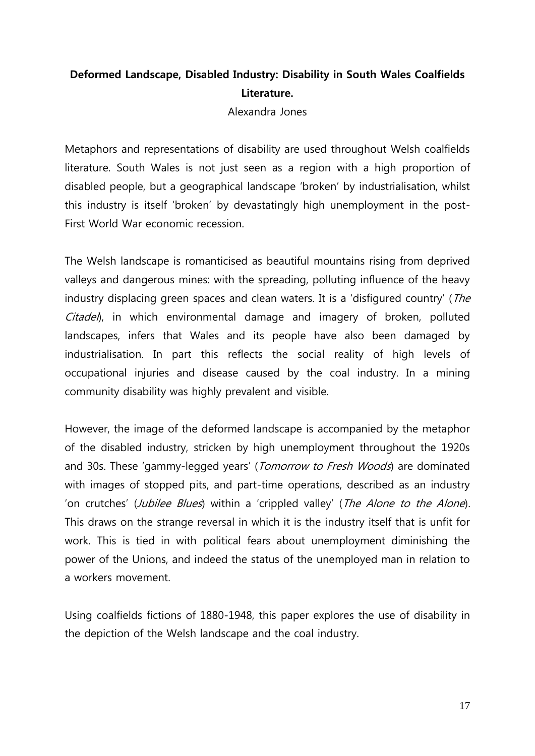**Deformed Landscape, Disabled Industry: Disability in South Wales Coalfields Literature.**

Alexandra Jones

Metaphors and representations of disability are used throughout Welsh coalfields literature. South Wales is not just seen as a region with a high proportion of disabled people, but a geographical landscape 'broken' by industrialisation, whilst this industry is itself 'broken' by devastatingly high unemployment in the post-First World War economic recession.

The Welsh landscape is romanticised as beautiful mountains rising from deprived valleys and dangerous mines: with the spreading, polluting influence of the heavy industry displacing green spaces and clean waters. It is a 'disfigured country' (*The Citadel*), in which environmental damage and imagery of broken, polluted landscapes, infers that Wales and its people have also been damaged by industrialisation. In part this reflects the social reality of high levels of occupational injuries and disease caused by the coal industry. In a mining community disability was highly prevalent and visible.

However, the image of the deformed landscape is accompanied by the metaphor of the disabled industry, stricken by high unemployment throughout the 1920s and 30s. These 'gammy-legged years' (*Tomorrow to Fresh Woods*) are dominated with images of stopped pits, and part-time operations, described as an industry 'on crutches' (*Jubilee Blues*) within a 'crippled valley' (*The Alone to the Alone*). This draws on the strange reversal in which it is the industry itself that is unfit for work. This is tied in with political fears about unemployment diminishing the power of the Unions, and indeed the status of the unemployed man in relation to a workers movement.

Using coalfields fictions of 1880-1948, this paper explores the use of disability in the depiction of the Welsh landscape and the coal industry.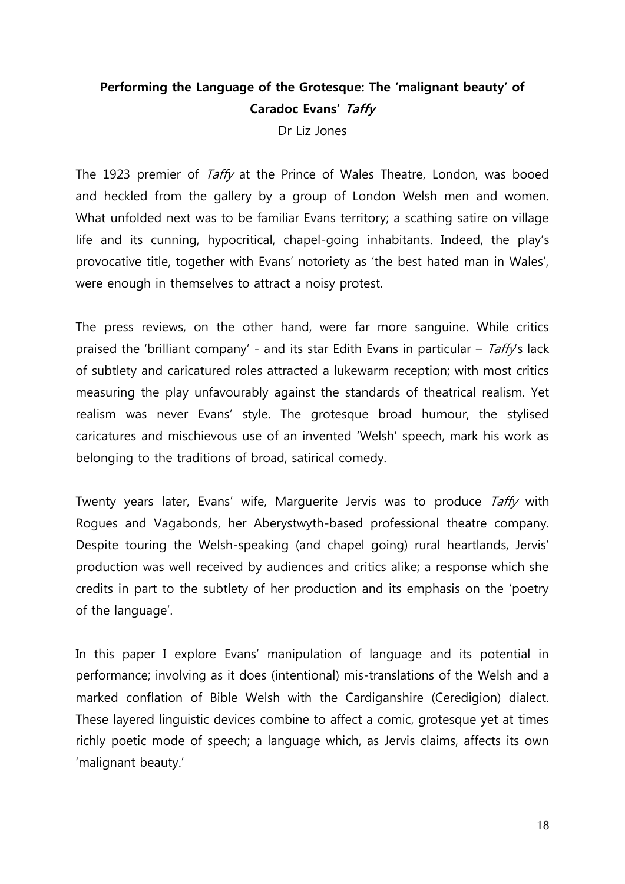## **Performing the Language of the Grotesque: The 'malignant beauty' of Caradoc Evans' *Taffy***

Dr Liz Jones

The 1923 premier of *Taffy* at the Prince of Wales Theatre, London, was booed and heckled from the gallery by a group of London Welsh men and women. What unfolded next was to be familiar Evans territory; a scathing satire on village life and its cunning, hypocritical, chapel-going inhabitants. Indeed, the play's provocative title, together with Evans' notoriety as 'the best hated man in Wales', were enough in themselves to attract a noisy protest.

The press reviews, on the other hand, were far more sanguine. While critics praised the 'brilliant company' - and its star Edith Evans in particular – *Taffy*'s lack of subtlety and caricatured roles attracted a lukewarm reception; with most critics measuring the play unfavourably against the standards of theatrical realism. Yet realism was never Evans' style. The grotesque broad humour, the stylised caricatures and mischievous use of an invented 'Welsh' speech, mark his work as belonging to the traditions of broad, satirical comedy.

Twenty years later, Evans' wife, Marguerite Jervis was to produce *Taffy* with Rogues and Vagabonds, her Aberystwyth-based professional theatre company. Despite touring the Welsh-speaking (and chapel going) rural heartlands, Jervis' production was well received by audiences and critics alike; a response which she credits in part to the subtlety of her production and its emphasis on the 'poetry of the language'.

In this paper I explore Evans' manipulation of language and its potential in performance; involving as it does (intentional) mis-translations of the Welsh and a marked conflation of Bible Welsh with the Cardiganshire (Ceredigion) dialect. These layered linguistic devices combine to affect a comic, grotesque yet at times richly poetic mode of speech; a language which, as Jervis claims, affects its own 'malignant beauty.'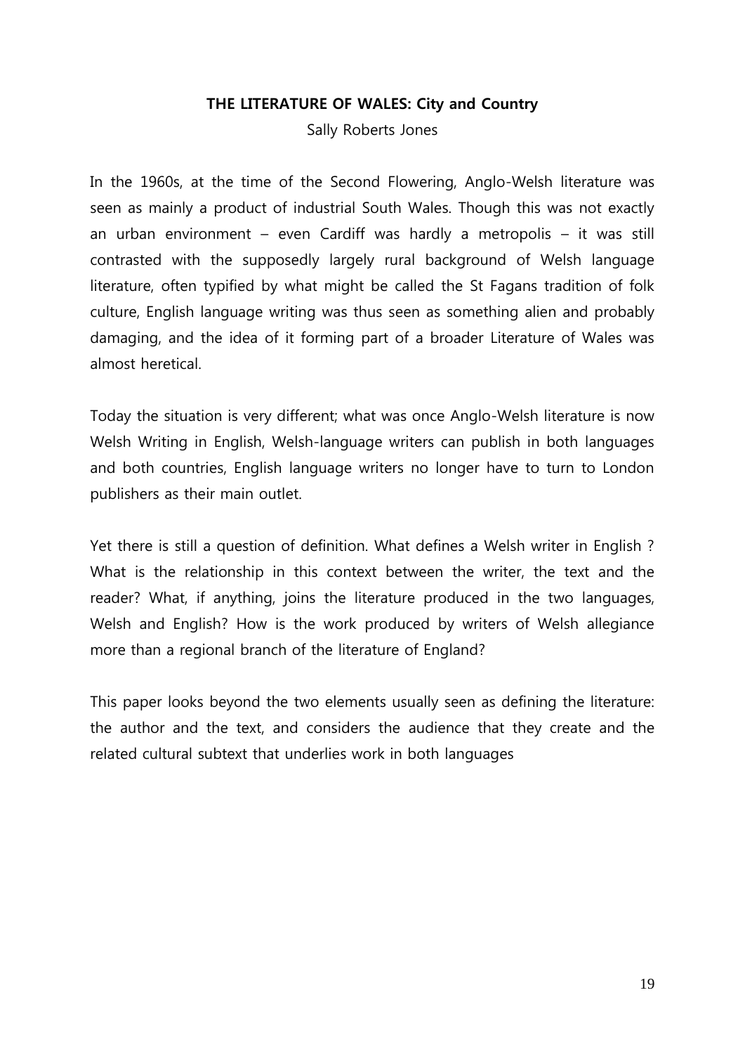**THE LITERATURE OF WALES: City and Country**

Sally Roberts Jones

In the 1960s, at the time of the Second Flowering, Anglo-Welsh literature was seen as mainly a product of industrial South Wales. Though this was not exactly an urban environment – even Cardiff was hardly a metropolis – it was still contrasted with the supposedly largely rural background of Welsh language literature, often typified by what might be called the St Fagans tradition of folk culture, English language writing was thus seen as something alien and probably damaging, and the idea of it forming part of a broader Literature of Wales was almost heretical.

Today the situation is very different; what was once Anglo-Welsh literature is now Welsh Writing in English, Welsh-language writers can publish in both languages and both countries, English language writers no longer have to turn to London publishers as their main outlet.

Yet there is still a question of definition. What defines a Welsh writer in English ? What is the relationship in this context between the writer, the text and the reader? What, if anything, joins the literature produced in the two languages, Welsh and English? How is the work produced by writers of Welsh allegiance more than a regional branch of the literature of England?

This paper looks beyond the two elements usually seen as defining the literature: the author and the text, and considers the audience that they create and the related cultural subtext that underlies work in both languages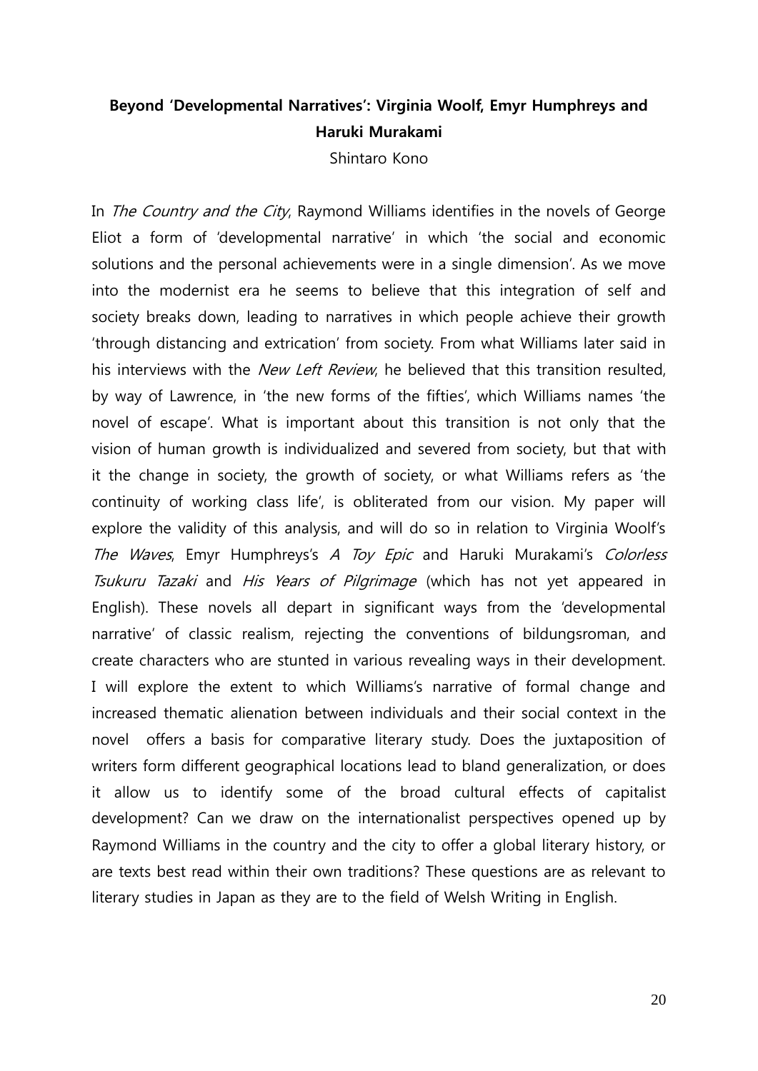**Beyond 'Developmental Narratives': Virginia Woolf, Emyr Humphreys and Haruki Murakami**

Shintaro Kono

In *The Country and the City*, Raymond Williams identifies in the novels of George Eliot a form of 'developmental narrative' in which 'the social and economic solutions and the personal achievements were in a single dimension'. As we move into the modernist era he seems to believe that this integration of self and society breaks down, leading to narratives in which people achieve their growth 'through distancing and extrication' from society. From what Williams later said in his interviews with the *New Left Review*, he believed that this transition resulted, by way of Lawrence, in 'the new forms of the fifties', which Williams names 'the novel of escape'. What is important about this transition is not only that the vision of human growth is individualized and severed from society, but that with it the change in society, the growth of society, or what Williams refers as 'the continuity of working class life', is obliterated from our vision. My paper will explore the validity of this analysis, and will do so in relation to Virginia Woolf's *The Waves*, Emyr Humphreys's *A Toy Epic* and Haruki Murakami's *Colorless Tsukuru Tazaki* and *His Years of Pilgrimage* (which has not yet appeared in English). These novels all depart in significant ways from the 'developmental narrative' of classic realism, rejecting the conventions of bildungsroman, and create characters who are stunted in various revealing ways in their development. I will explore the extent to which Williams's narrative of formal change and increased thematic alienation between individuals and their social context in the novel offers a basis for comparative literary study. Does the juxtaposition of writers form different geographical locations lead to bland generalization, or does it allow us to identify some of the broad cultural effects of capitalist development? Can we draw on the internationalist perspectives opened up by Raymond Williams in the country and the city to offer a global literary history, or are texts best read within their own traditions? These questions are as relevant to literary studies in Japan as they are to the field of Welsh Writing in English.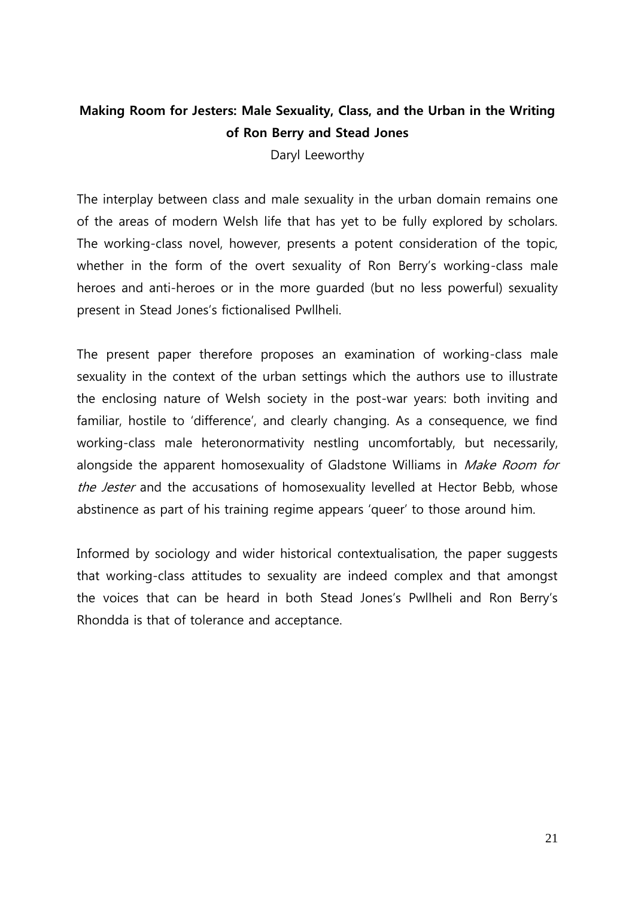**Making Room for Jesters: Male Sexuality, Class, and the Urban in the Writing of Ron Berry and Stead Jones**

Daryl Leeworthy

The interplay between class and male sexuality in the urban domain remains one of the areas of modern Welsh life that has yet to be fully explored by scholars. The working-class novel, however, presents a potent consideration of the topic, whether in the form of the overt sexuality of Ron Berry's working-class male heroes and anti-heroes or in the more guarded (but no less powerful) sexuality present in Stead Jones's fictionalised Pwllheli.

The present paper therefore proposes an examination of working-class male sexuality in the context of the urban settings which the authors use to illustrate the enclosing nature of Welsh society in the post-war years: both inviting and familiar, hostile to 'difference', and clearly changing. As a consequence, we find working-class male heteronormativity nestling uncomfortably, but necessarily, alongside the apparent homosexuality of Gladstone Williams in *Make Room for the Jester* and the accusations of homosexuality levelled at Hector Bebb, whose abstinence as part of his training regime appears 'queer' to those around him.

Informed by sociology and wider historical contextualisation, the paper suggests that working-class attitudes to sexuality are indeed complex and that amongst the voices that can be heard in both Stead Jones's Pwllheli and Ron Berry's Rhondda is that of tolerance and acceptance.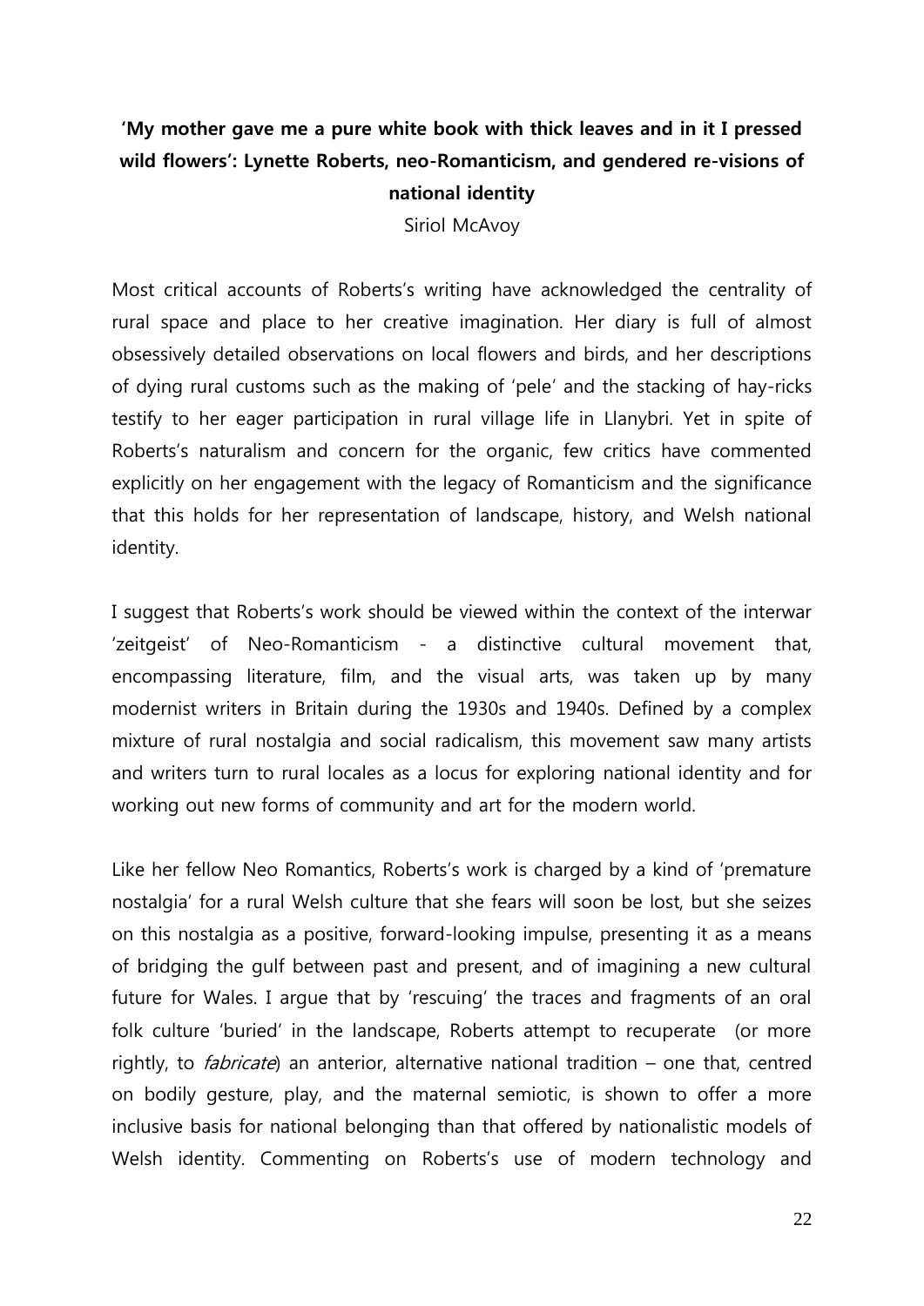**'My mother gave me a pure white book with thick leaves and in it I pressed wild flowers': Lynette Roberts, neo-Romanticism, and gendered re-visions of national identity**

Siriol McAvoy

Most critical accounts of Roberts's writing have acknowledged the centrality of rural space and place to her creative imagination. Her diary is full of almost obsessively detailed observations on local flowers and birds, and her descriptions of dying rural customs such as the making of 'pele' and the stacking of hay-ricks testify to her eager participation in rural village life in Llanybri. Yet in spite of Roberts's naturalism and concern for the organic, few critics have commented explicitly on her engagement with the legacy of Romanticism and the significance that this holds for her representation of landscape, history, and Welsh national identity.

I suggest that Roberts's work should be viewed within the context of the interwar 'zeitgeist' of Neo-Romanticism - a distinctive cultural movement that, encompassing literature, film, and the visual arts, was taken up by many modernist writers in Britain during the 1930s and 1940s. Defined by a complex mixture of rural nostalgia and social radicalism, this movement saw many artists and writers turn to rural locales as a locus for exploring national identity and for working out new forms of community and art for the modern world.

Like her fellow Neo Romantics, Roberts's work is charged by a kind of 'premature nostalgia' for a rural Welsh culture that she fears will soon be lost, but she seizes on this nostalgia as a positive, forward-looking impulse, presenting it as a means of bridging the gulf between past and present, and of imagining a new cultural future for Wales. I argue that by 'rescuing' the traces and fragments of an oral folk culture 'buried' in the landscape, Roberts attempt to recuperate (or more rightly, to *fabricate*) an anterior, alternative national tradition – one that, centred on bodily gesture, play, and the maternal semiotic, is shown to offer a more inclusive basis for national belonging than that offered by nationalistic models of Welsh identity. Commenting on Roberts's use of modern technology and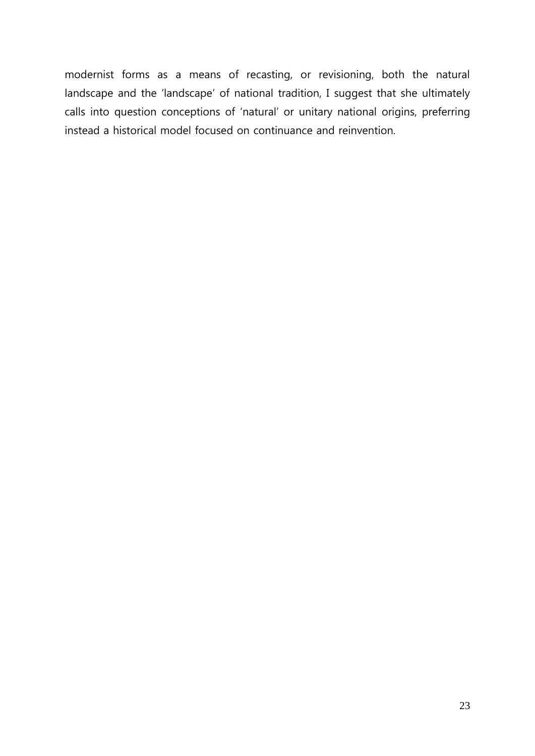modernist forms as a means of recasting, or revisioning, both the natural landscape and the 'landscape' of national tradition, I suggest that she ultimately calls into question conceptions of 'natural' or unitary national origins, preferring instead a historical model focused on continuance and reinvention.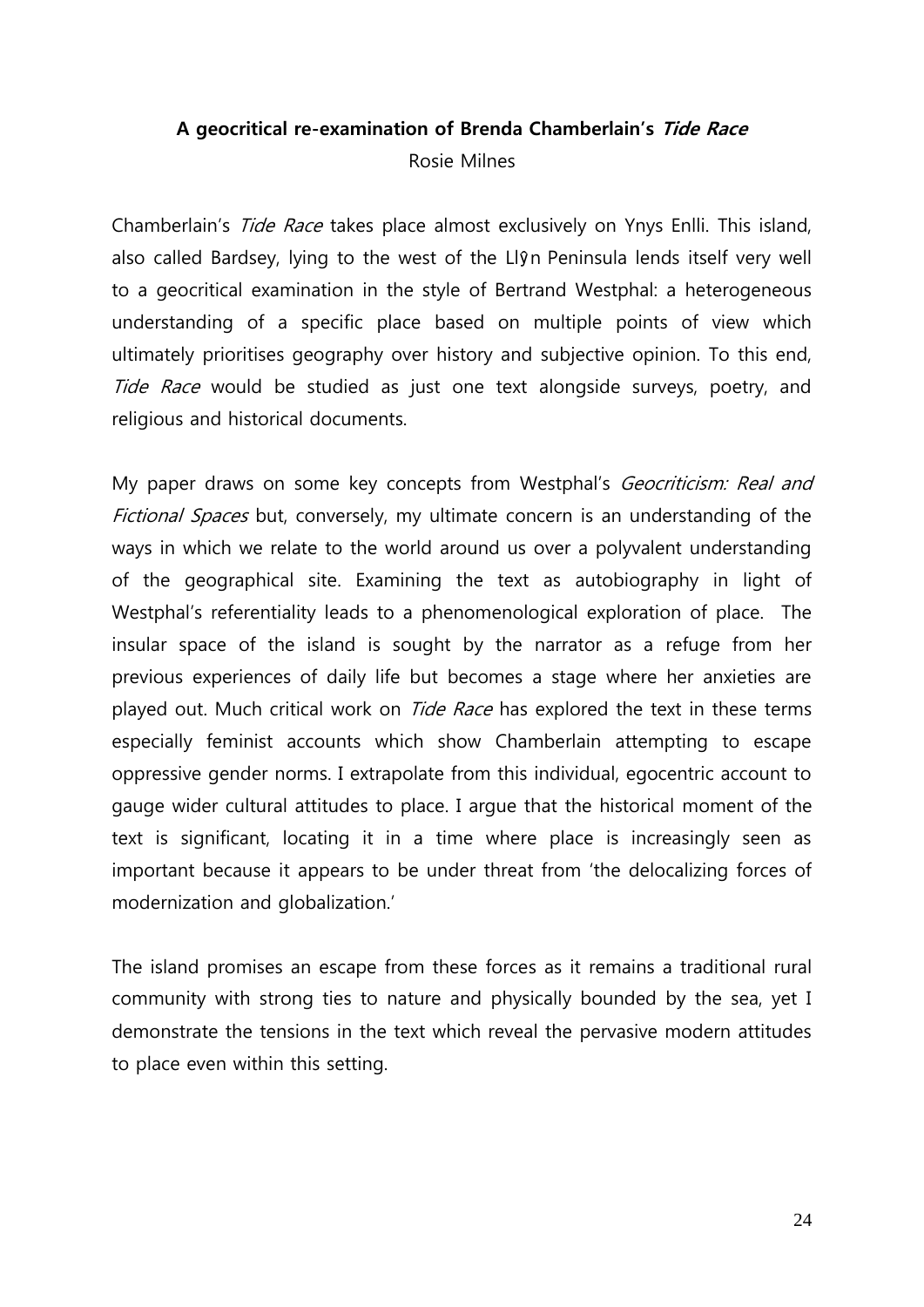**A geocritical re-examination of Brenda Chamberlain's *Tide Race***

Rosie Milnes

Chamberlain's *Tide Race* takes place almost exclusively on Ynys Enlli. This island, also called Bardsey, lying to the west of the Llŷn Peninsula lends itself very well to a geocritical examination in the style of Bertrand Westphal: a heterogeneous understanding of a specific place based on multiple points of view which ultimately prioritises geography over history and subjective opinion. To this end, *Tide Race* would be studied as just one text alongside surveys, poetry, and religious and historical documents.

My paper draws on some key concepts from Westphal's *Geocriticism: Real and Fictional Spaces* but, conversely, my ultimate concern is an understanding of the ways in which we relate to the world around us over a polyvalent understanding of the geographical site. Examining the text as autobiography in light of Westphal's referentiality leads to a phenomenological exploration of place. The insular space of the island is sought by the narrator as a refuge from her previous experiences of daily life but becomes a stage where her anxieties are played out. Much critical work on *Tide Race* has explored the text in these terms especially feminist accounts which show Chamberlain attempting to escape oppressive gender norms. I extrapolate from this individual, egocentric account to gauge wider cultural attitudes to place. I argue that the historical moment of the text is significant, locating it in a time where place is increasingly seen as important because it appears to be under threat from 'the delocalizing forces of modernization and globalization.'

The island promises an escape from these forces as it remains a traditional rural community with strong ties to nature and physically bounded by the sea, yet I demonstrate the tensions in the text which reveal the pervasive modern attitudes to place even within this setting.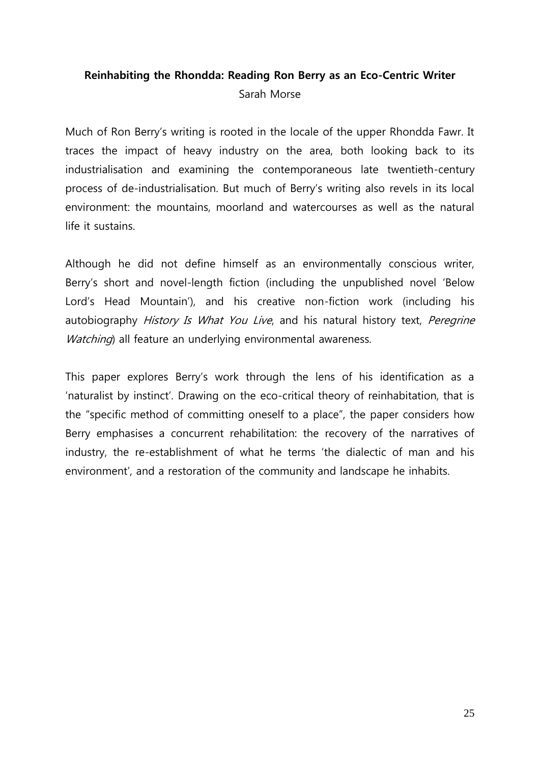**Reinhabiting the Rhondda: Reading Ron Berry as an Eco-Centric Writer**

Sarah Morse

Much of Ron Berry's writing is rooted in the locale of the upper Rhondda Fawr. It traces the impact of heavy industry on the area, both looking back to its industrialisation and examining the contemporaneous late twentieth-century process of de-industrialisation. But much of Berry's writing also revels in its local environment: the mountains, moorland and watercourses as well as the natural life it sustains.

Although he did not define himself as an environmentally conscious writer, Berry's short and novel-length fiction (including the unpublished novel 'Below Lord's Head Mountain'), and his creative non-fiction work (including his autobiography *History Is What You Live*, and his natural history text, *Peregrine Watching*) all feature an underlying environmental awareness.

This paper explores Berry's work through the lens of his identification as a 'naturalist by instinct'. Drawing on the eco-critical theory of reinhabitation, that is the "specific method of committing oneself to a place", the paper considers how Berry emphasises a concurrent rehabilitation: the recovery of the narratives of industry, the re-establishment of what he terms 'the dialectic of man and his environment', and a restoration of the community and landscape he inhabits.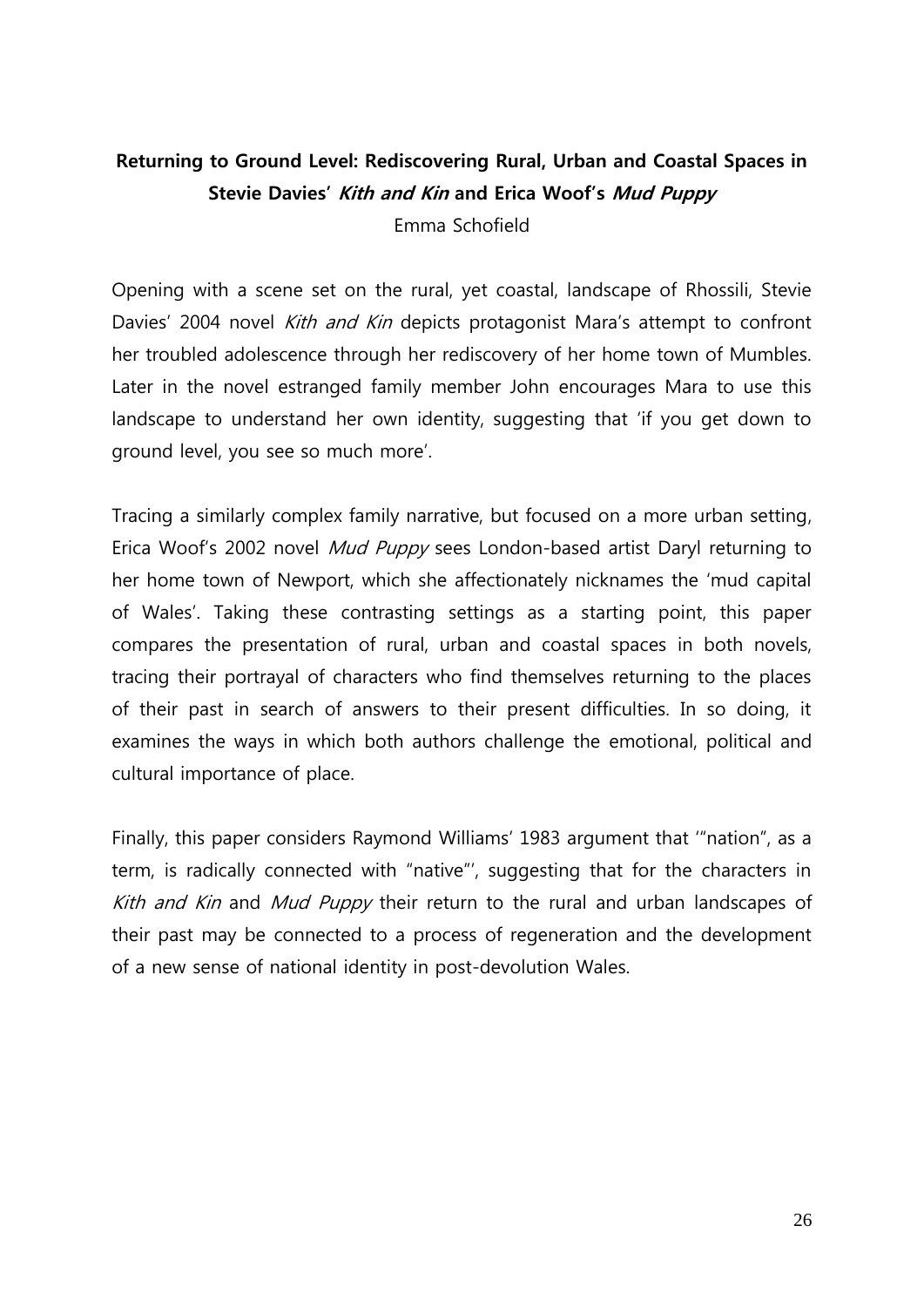**Returning to Ground Level: Rediscovering Rural, Urban and Coastal Spaces in Stevie Davies' *Kith and Kin* and Erica Woof's *Mud Puppy***

Emma Schofield

Opening with a scene set on the rural, yet coastal, landscape of Rhossili, Stevie Davies' 2004 novel *Kith and Kin* depicts protagonist Mara's attempt to confront her troubled adolescence through her rediscovery of her home town of Mumbles. Later in the novel estranged family member John encourages Mara to use this landscape to understand her own identity, suggesting that 'if you get down to ground level, you see so much more'.

Tracing a similarly complex family narrative, but focused on a more urban setting, Erica Woof's 2002 novel *Mud Puppy* sees London-based artist Daryl returning to her home town of Newport, which she affectionately nicknames the 'mud capital of Wales'. Taking these contrasting settings as a starting point, this paper compares the presentation of rural, urban and coastal spaces in both novels, tracing their portrayal of characters who find themselves returning to the places of their past in search of answers to their present difficulties. In so doing, it examines the ways in which both authors challenge the emotional, political and cultural importance of place.

Finally, this paper considers Raymond Williams' 1983 argument that '"nation", as a term, is radically connected with "native"', suggesting that for the characters in *Kith and Kin* and *Mud Puppy* their return to the rural and urban landscapes of their past may be connected to a process of regeneration and the development of a new sense of national identity in post-devolution Wales.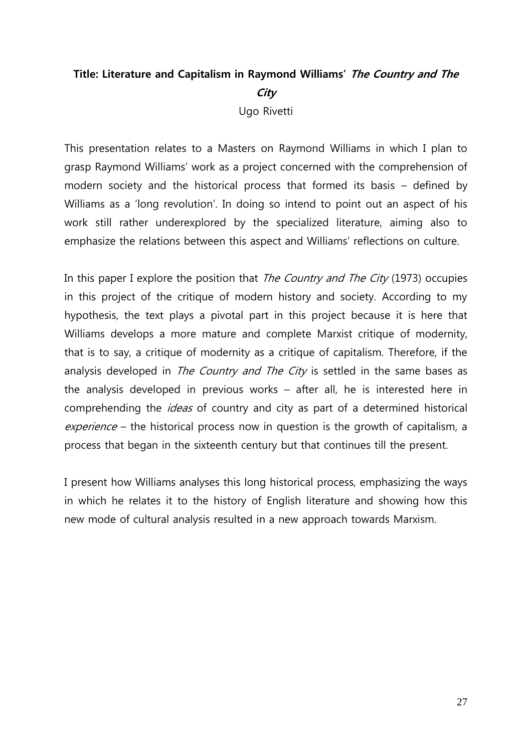**Title: Literature and Capitalism in Raymond Williams' *The Country and The City***

Ugo Rivetti

This presentation relates to a Masters on Raymond Williams in which I plan to grasp Raymond Williams' work as a project concerned with the comprehension of modern society and the historical process that formed its basis – defined by Williams as a 'long revolution'. In doing so intend to point out an aspect of his work still rather underexplored by the specialized literature, aiming also to emphasize the relations between this aspect and Williams' reflections on culture.

In this paper I explore the position that *The Country and The City* (1973) occupies in this project of the critique of modern history and society. According to my hypothesis, the text plays a pivotal part in this project because it is here that Williams develops a more mature and complete Marxist critique of modernity, that is to say, a critique of modernity as a critique of capitalism. Therefore, if the analysis developed in *The Country and The City* is settled in the same bases as the analysis developed in previous works – after all, he is interested here in comprehending the *ideas* of country and city as part of a determined historical *experience* – the historical process now in question is the growth of capitalism, a process that began in the sixteenth century but that continues till the present.

I present how Williams analyses this long historical process, emphasizing the ways in which he relates it to the history of English literature and showing how this new mode of cultural analysis resulted in a new approach towards Marxism.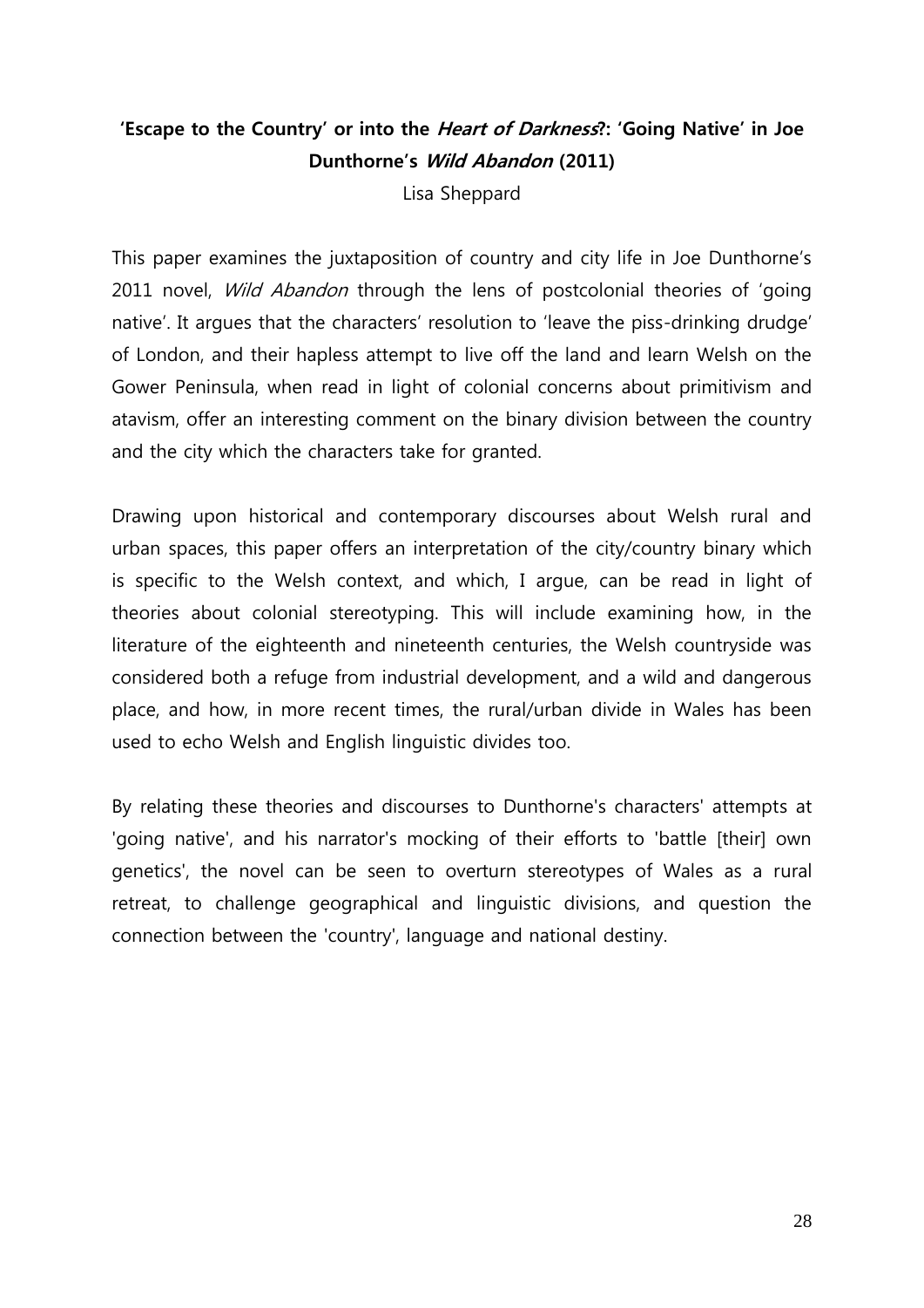## 'Escape to the Country' or into the *Heart of Darkness*?: 'Going Native' in Joe Dunthorne's *Wild Abandon* (2011)

Lisa Sheppard

This paper examines the juxtaposition of country and city life in Joe Dunthorne's 2011 novel, *Wild Abandon* through the lens of postcolonial theories of 'going native'. It argues that the characters' resolution to 'leave the piss-drinking drudge' of London, and their hapless attempt to live off the land and learn Welsh on the Gower Peninsula, when read in light of colonial concerns about primitivism and atavism, offer an interesting comment on the binary division between the country and the city which the characters take for granted.

Drawing upon historical and contemporary discourses about Welsh rural and urban spaces, this paper offers an interpretation of the city/country binary which is specific to the Welsh context, and which, I argue, can be read in light of theories about colonial stereotyping. This will include examining how, in the literature of the eighteenth and nineteenth centuries, the Welsh countryside was considered both a refuge from industrial development, and a wild and dangerous place, and how, in more recent times, the rural/urban divide in Wales has been used to echo Welsh and English linguistic divides too.

By relating these theories and discourses to Dunthorne's characters' attempts at 'going native', and his narrator's mocking of their efforts to 'battle [their] own genetics', the novel can be seen to overturn stereotypes of Wales as a rural retreat, to challenge geographical and linguistic divisions, and question the connection between the 'country', language and national destiny.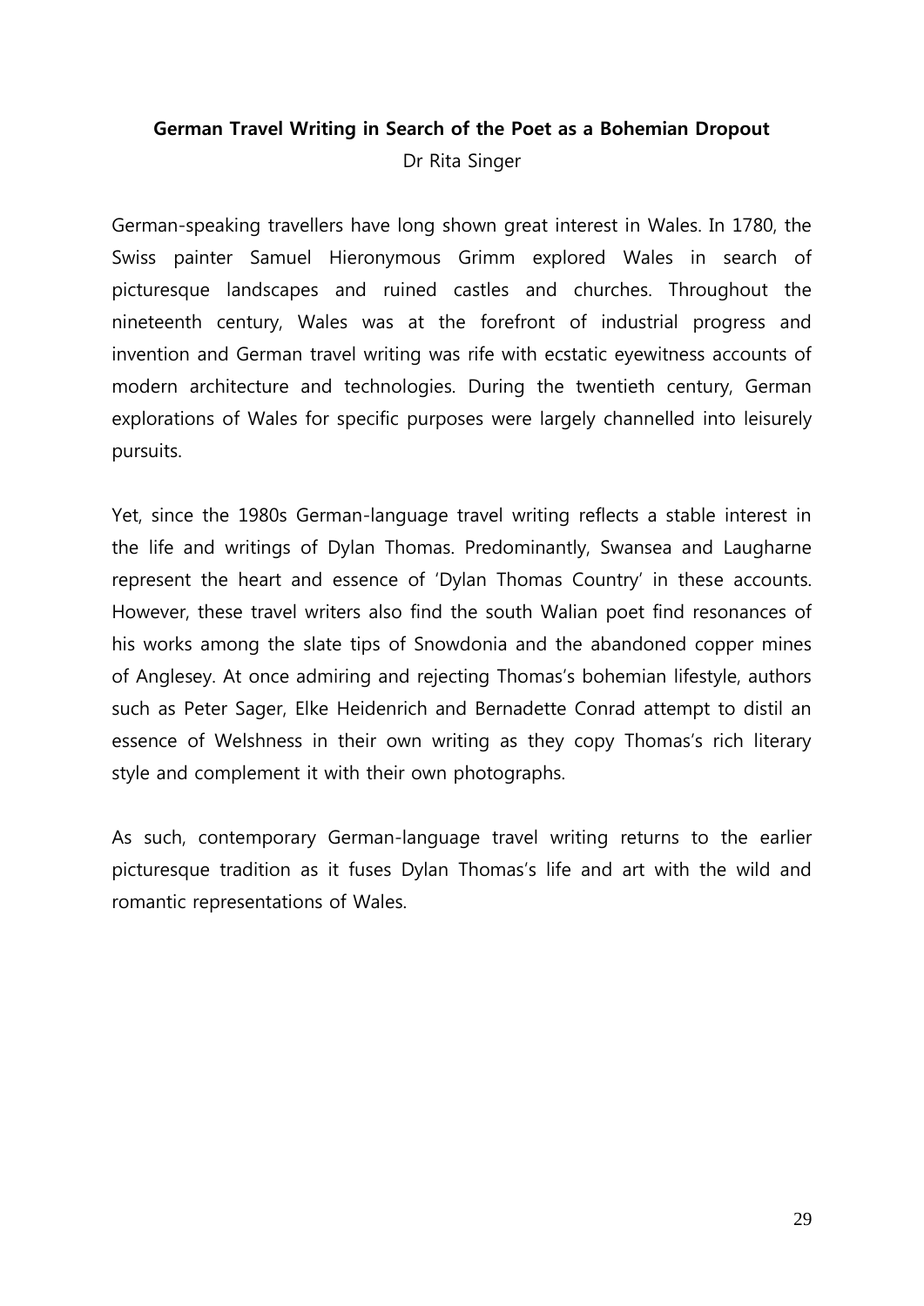**German Travel Writing in Search of the Poet as a Bohemian Dropout**

Dr Rita Singer

German-speaking travellers have long shown great interest in Wales. In 1780, the Swiss painter Samuel Hieronymous Grimm explored Wales in search of picturesque landscapes and ruined castles and churches. Throughout the nineteenth century, Wales was at the forefront of industrial progress and invention and German travel writing was rife with ecstatic eyewitness accounts of modern architecture and technologies. During the twentieth century, German explorations of Wales for specific purposes were largely channelled into leisurely pursuits.

Yet, since the 1980s German-language travel writing reflects a stable interest in the life and writings of Dylan Thomas. Predominantly, Swansea and Laugharne represent the heart and essence of 'Dylan Thomas Country' in these accounts. However, these travel writers also find the south Walian poet find resonances of his works among the slate tips of Snowdonia and the abandoned copper mines of Anglesey. At once admiring and rejecting Thomas's bohemian lifestyle, authors such as Peter Sager, Elke Heidenrich and Bernadette Conrad attempt to distil an essence of Welshness in their own writing as they copy Thomas's rich literary style and complement it with their own photographs.

As such, contemporary German-language travel writing returns to the earlier picturesque tradition as it fuses Dylan Thomas's life and art with the wild and romantic representations of Wales.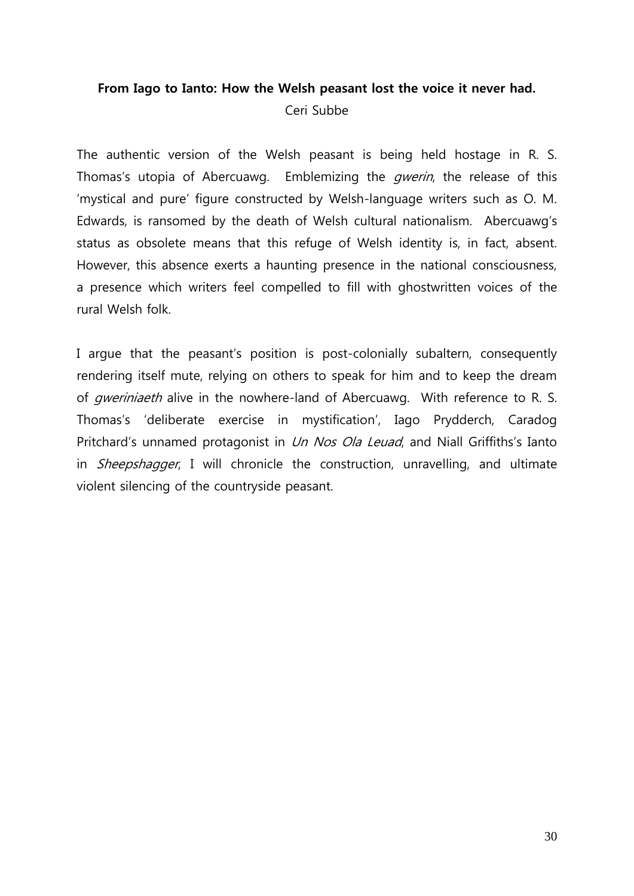**From Iago to Ianto: How the Welsh peasant lost the voice it never had.**

Ceri Subbe

The authentic version of the Welsh peasant is being held hostage in R. S. Thomas's utopia of Abercuawg. Emblemizing the *gwerin*, the release of this 'mystical and pure' figure constructed by Welsh-language writers such as O. M. Edwards, is ransomed by the death of Welsh cultural nationalism. Abercuawg's status as obsolete means that this refuge of Welsh identity is, in fact, absent. However, this absence exerts a haunting presence in the national consciousness, a presence which writers feel compelled to fill with ghostwritten voices of the rural Welsh folk.

I argue that the peasant's position is post-colonially subaltern, consequently rendering itself mute, relying on others to speak for him and to keep the dream of *gweriniaeth* alive in the nowhere-land of Abercuawg. With reference to R. S. Thomas's 'deliberate exercise in mystification', Iago Prydderch, Caradog Pritchard's unnamed protagonist in *Un Nos Ola Leuad*, and Niall Griffiths's Ianto in *Sheepshagger*, I will chronicle the construction, unravelling, and ultimate violent silencing of the countryside peasant.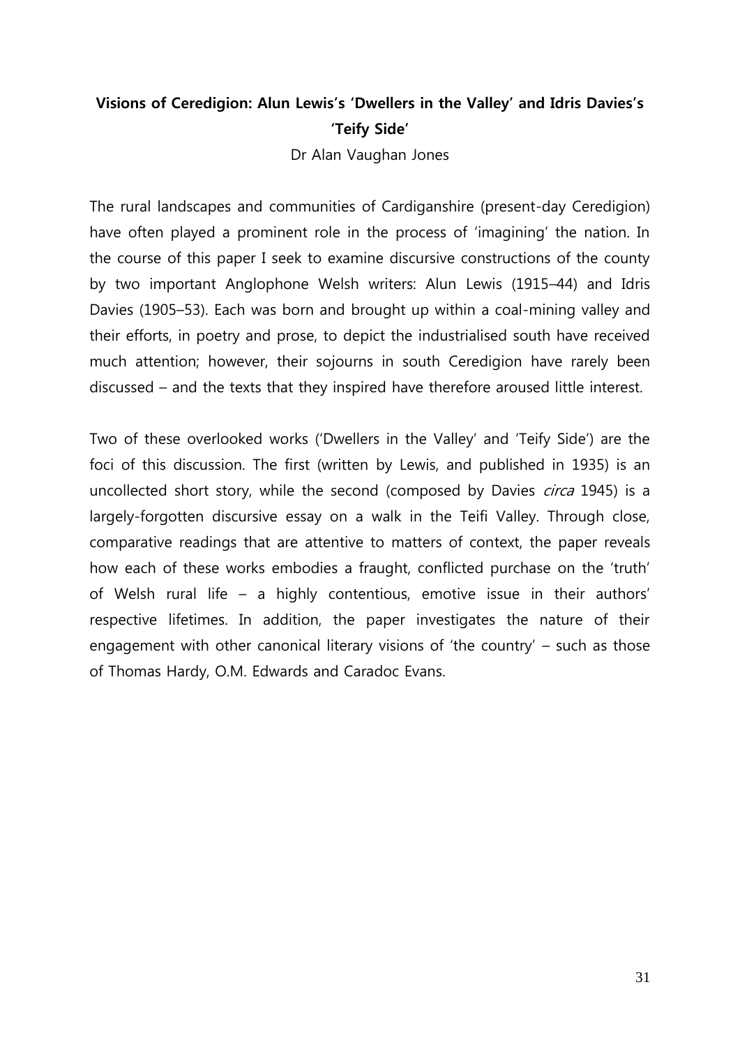## Visions of Ceredigion: Alun Lewis's 'Dwellers in the Valley' and Idris Davies's 'Teify Side'

Dr Alan Vaughan Jones

The rural landscapes and communities of Cardiganshire (present-day Ceredigion) have often played a prominent role in the process of 'imagining' the nation. In the course of this paper I seek to examine discursive constructions of the county by two important Anglophone Welsh writers: Alun Lewis (1915–44) and Idris Davies (1905–53). Each was born and brought up within a coal-mining valley and their efforts, in poetry and prose, to depict the industrialised south have received much attention; however, their sojourns in south Ceredigion have rarely been discussed – and the texts that they inspired have therefore aroused little interest.

Two of these overlooked works ('Dwellers in the Valley' and 'Teify Side') are the foci of this discussion. The first (written by Lewis, and published in 1935) is an uncollected short story, while the second (composed by Davies *circa* 1945) is a largely-forgotten discursive essay on a walk in the Teifi Valley. Through close, comparative readings that are attentive to matters of context, the paper reveals how each of these works embodies a fraught, conflicted purchase on the 'truth' of Welsh rural life – a highly contentious, emotive issue in their authors' respective lifetimes. In addition, the paper investigates the nature of their engagement with other canonical literary visions of 'the country' – such as those of Thomas Hardy, O.M. Edwards and Caradoc Evans.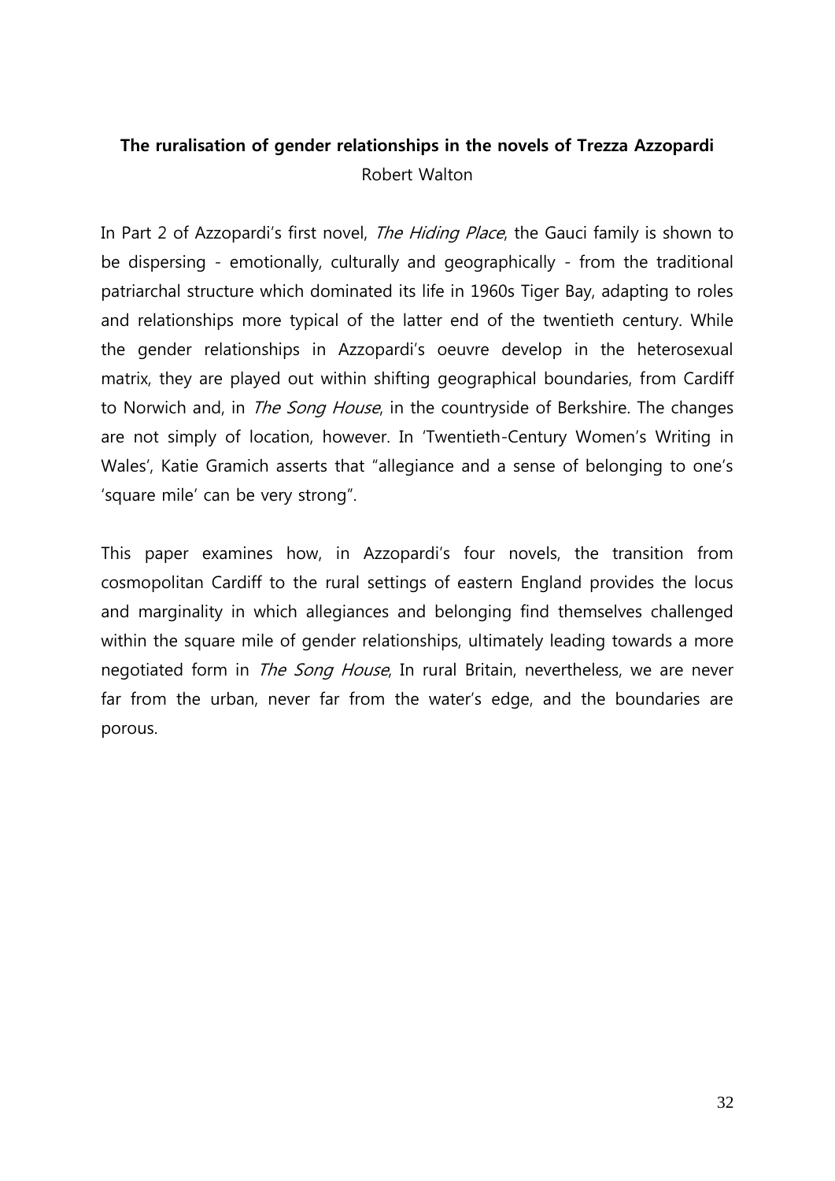**The ruralisation of gender relationships in the novels of Trezza Azzopardi**

Robert Walton

In Part 2 of Azzopardi's first novel, *The Hiding Place*, the Gauci family is shown to be dispersing - emotionally, culturally and geographically - from the traditional patriarchal structure which dominated its life in 1960s Tiger Bay, adapting to roles and relationships more typical of the latter end of the twentieth century. While the gender relationships in Azzopardi's oeuvre develop in the heterosexual matrix, they are played out within shifting geographical boundaries, from Cardiff to Norwich and, in *The Song House*, in the countryside of Berkshire. The changes are not simply of location, however. In 'Twentieth-Century Women's Writing in Wales', Katie Gramich asserts that "allegiance and a sense of belonging to one's 'square mile' can be very strong".

This paper examines how, in Azzopardi's four novels, the transition from cosmopolitan Cardiff to the rural settings of eastern England provides the locus and marginality in which allegiances and belonging find themselves challenged within the square mile of gender relationships, ultimately leading towards a more negotiated form in *The Song House*, In rural Britain, nevertheless, we are never far from the urban, never far from the water's edge, and the boundaries are porous.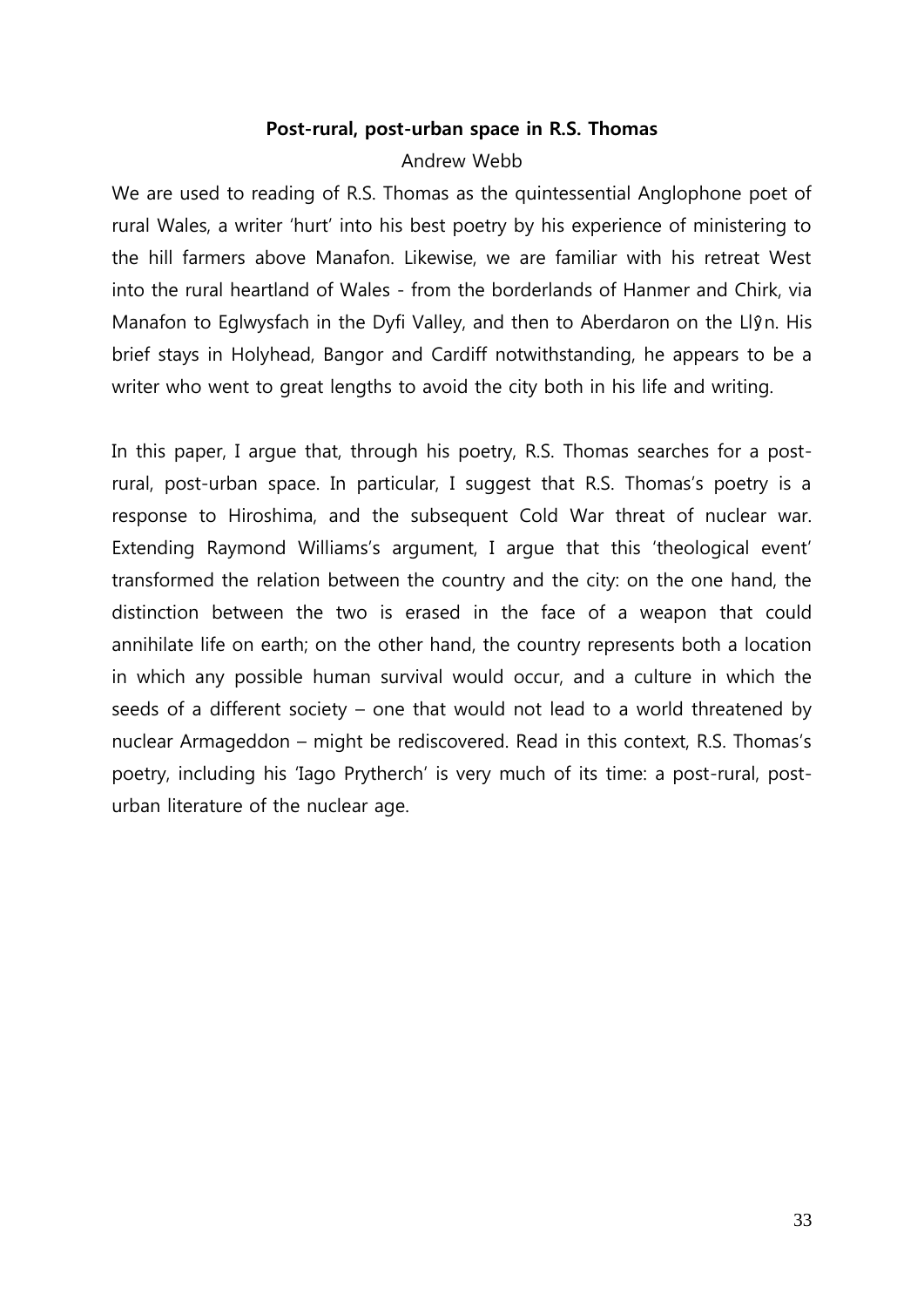**Post-rural, post-urban space in R.S. Thomas**

Andrew Webb

We are used to reading of R.S. Thomas as the quintessential Anglophone poet of rural Wales, a writer 'hurt' into his best poetry by his experience of ministering to the hill farmers above Manafon. Likewise, we are familiar with his retreat West into the rural heartland of Wales - from the borderlands of Hanmer and Chirk, via Manafon to Eglwysfach in the Dyfi Valley, and then to Aberdaron on the Llŷn. His brief stays in Holyhead, Bangor and Cardiff notwithstanding, he appears to be a writer who went to great lengths to avoid the city both in his life and writing.

In this paper, I argue that, through his poetry, R.S. Thomas searches for a post-rural, post-urban space. In particular, I suggest that R.S. Thomas's poetry is a response to Hiroshima, and the subsequent Cold War threat of nuclear war. Extending Raymond Williams's argument, I argue that this 'theological event' transformed the relation between the country and the city: on the one hand, the distinction between the two is erased in the face of a weapon that could annihilate life on earth; on the other hand, the country represents both a location in which any possible human survival would occur, and a culture in which the seeds of a different society – one that would not lead to a world threatened by nuclear Armageddon – might be rediscovered. Read in this context, R.S. Thomas's poetry, including his 'Iago Prytherch' is very much of its time: a post-rural, post-urban literature of the nuclear age.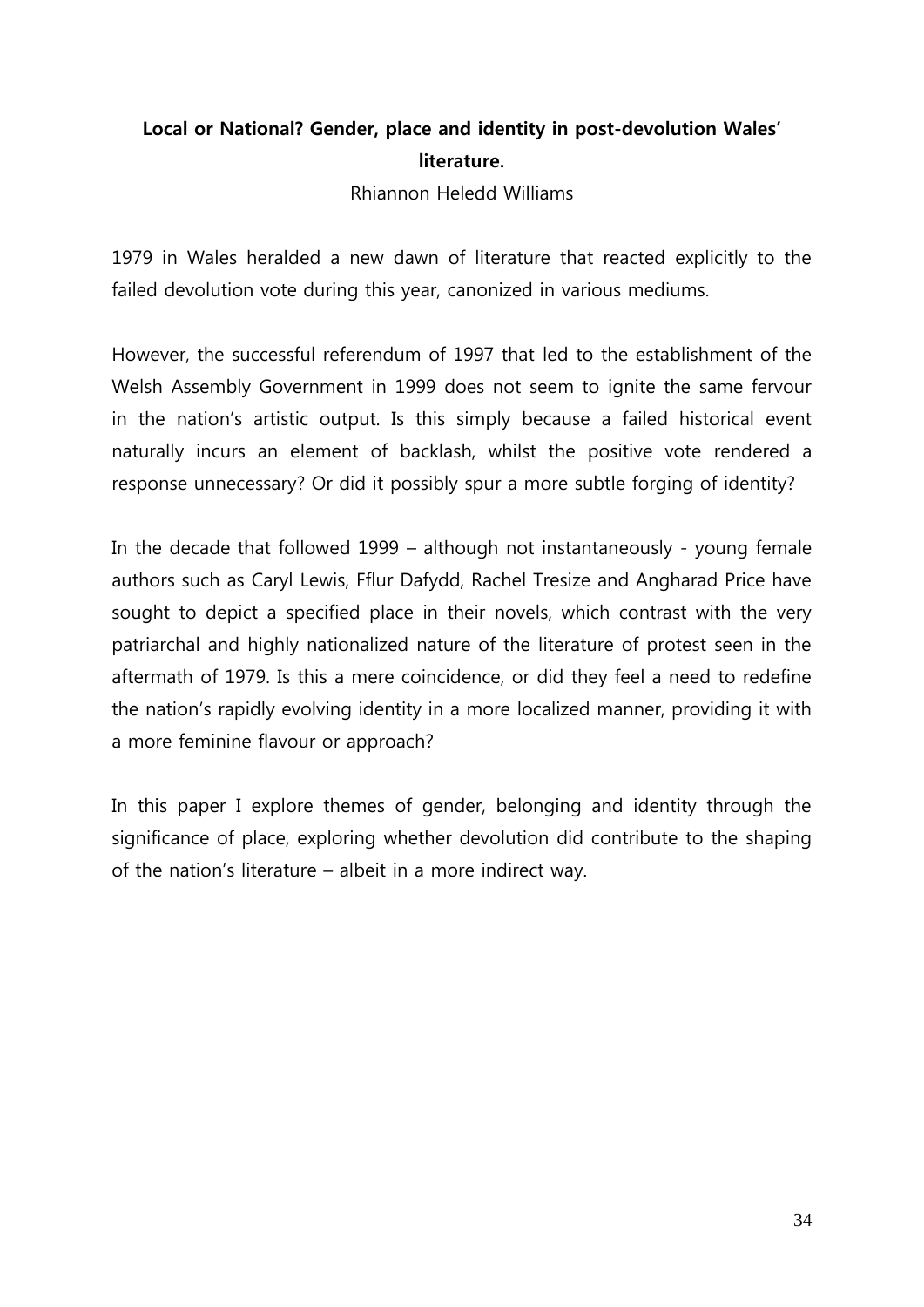**Local or National? Gender, place and identity in post-devolution Wales' literature.**

Rhiannon Heledd Williams

1979 in Wales heralded a new dawn of literature that reacted explicitly to the failed devolution vote during this year, canonized in various mediums.

However, the successful referendum of 1997 that led to the establishment of the Welsh Assembly Government in 1999 does not seem to ignite the same fervour in the nation's artistic output. Is this simply because a failed historical event naturally incurs an element of backlash, whilst the positive vote rendered a response unnecessary? Or did it possibly spur a more subtle forging of identity?

In the decade that followed 1999 – although not instantaneously - young female authors such as Caryl Lewis, Fflur Dafydd, Rachel Tresize and Angharad Price have sought to depict a specified place in their novels, which contrast with the very patriarchal and highly nationalized nature of the literature of protest seen in the aftermath of 1979. Is this a mere coincidence, or did they feel a need to redefine the nation's rapidly evolving identity in a more localized manner, providing it with a more feminine flavour or approach?

In this paper I explore themes of gender, belonging and identity through the significance of place, exploring whether devolution did contribute to the shaping of the nation's literature – albeit in a more indirect way.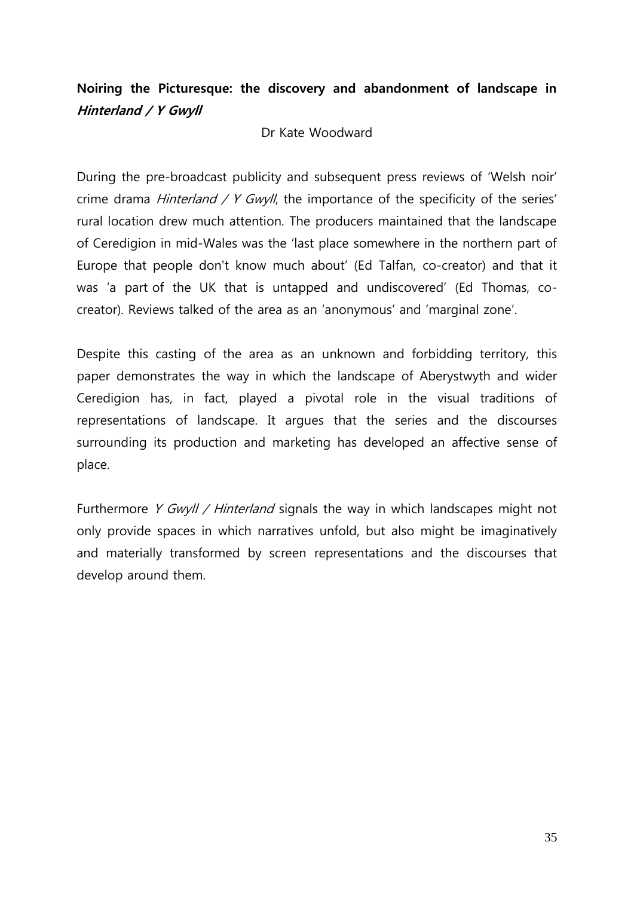## Noiring the Picturesque: the discovery and abandonment of landscape in *Hinterland / Y Gwyll*

Dr Kate Woodward

During the pre-broadcast publicity and subsequent press reviews of 'Welsh noir' crime drama *Hinterland / Y Gwyll*, the importance of the specificity of the series' rural location drew much attention. The producers maintained that the landscape of Ceredigion in mid-Wales was the 'last place somewhere in the northern part of Europe that people don't know much about' (Ed Talfan, co-creator) and that it was 'a part of the UK that is untapped and undiscovered' (Ed Thomas, co-creator). Reviews talked of the area as an 'anonymous' and 'marginal zone'.

Despite this casting of the area as an unknown and forbidding territory, this paper demonstrates the way in which the landscape of Aberystwyth and wider Ceredigion has, in fact, played a pivotal role in the visual traditions of representations of landscape. It argues that the series and the discourses surrounding its production and marketing has developed an affective sense of place.

Furthermore *Y Gwyll / Hinterland* signals the way in which landscapes might not only provide spaces in which narratives unfold, but also might be imaginatively and materially transformed by screen representations and the discourses that develop around them.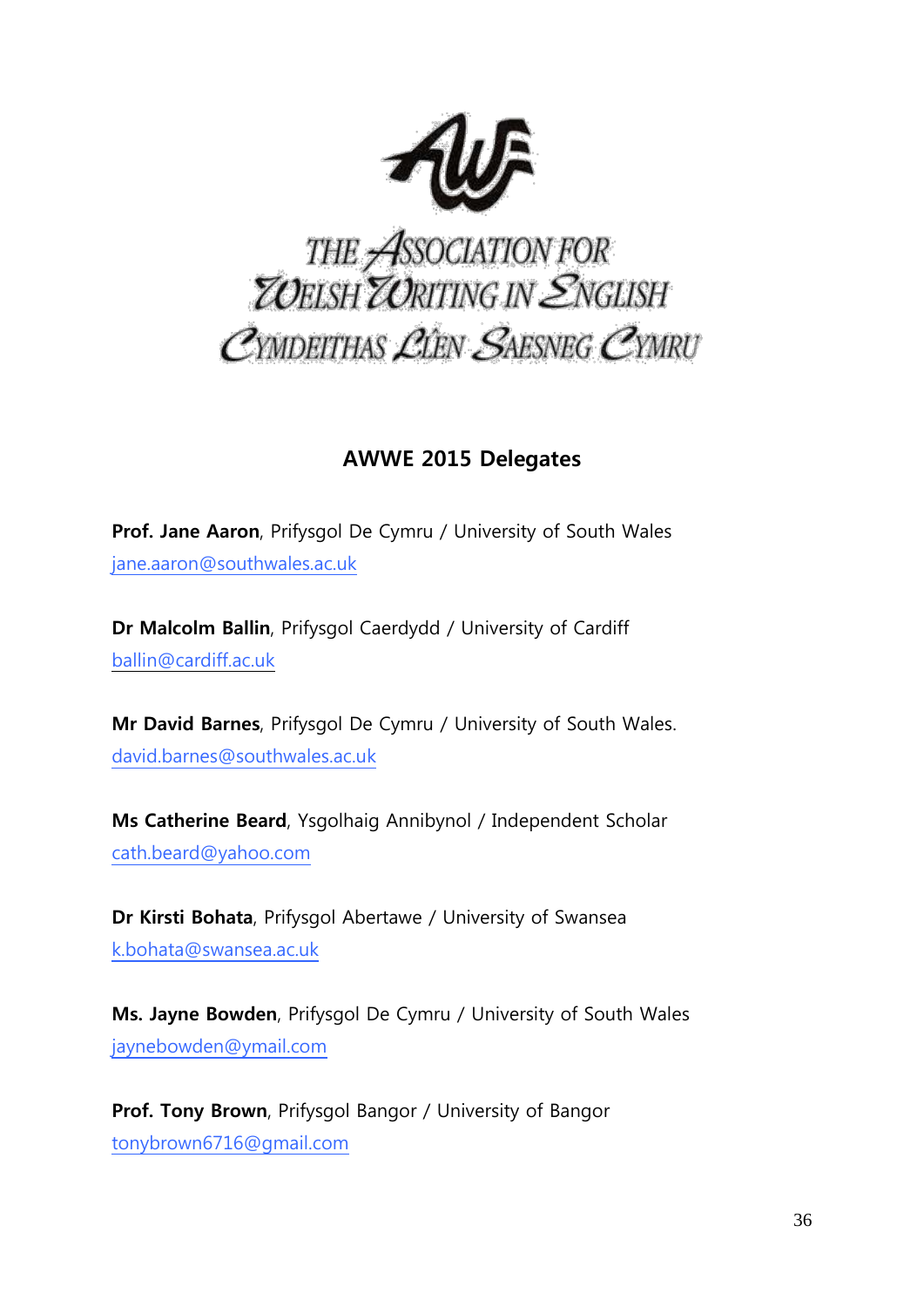THE ASSOCIATION FOR WELSH WRITING IN ENGLISH
CYMDEITHAS LÊN SAESNEG CYMRU

## AWWE 2015 Delegates

**Prof. Jane Aaron**, Prifysgol De Cymru / University of South Wales
jane.aaron@southwales.ac.uk

**Dr Malcolm Ballin**, Prifysgol Caerdydd / University of Cardiff
ballin@cardiff.ac.uk

**Mr David Barnes**, Prifysgol De Cymru / University of South Wales.
david.barnes@southwales.ac.uk

**Ms Catherine Beard**, Ysgolhaig Annibynol / Independent Scholar
cath.beard@yahoo.com

**Dr Kirsti Bohata**, Prifysgol Abertawe / University of Swansea
k.bohata@swansea.ac.uk

**Ms. Jayne Bowden**, Prifysgol De Cymru / University of South Wales
jaynebowden@ymail.com

**Prof. Tony Brown**, Prifysgol Bangor / University of Bangor
tonybrown6716@gmail.com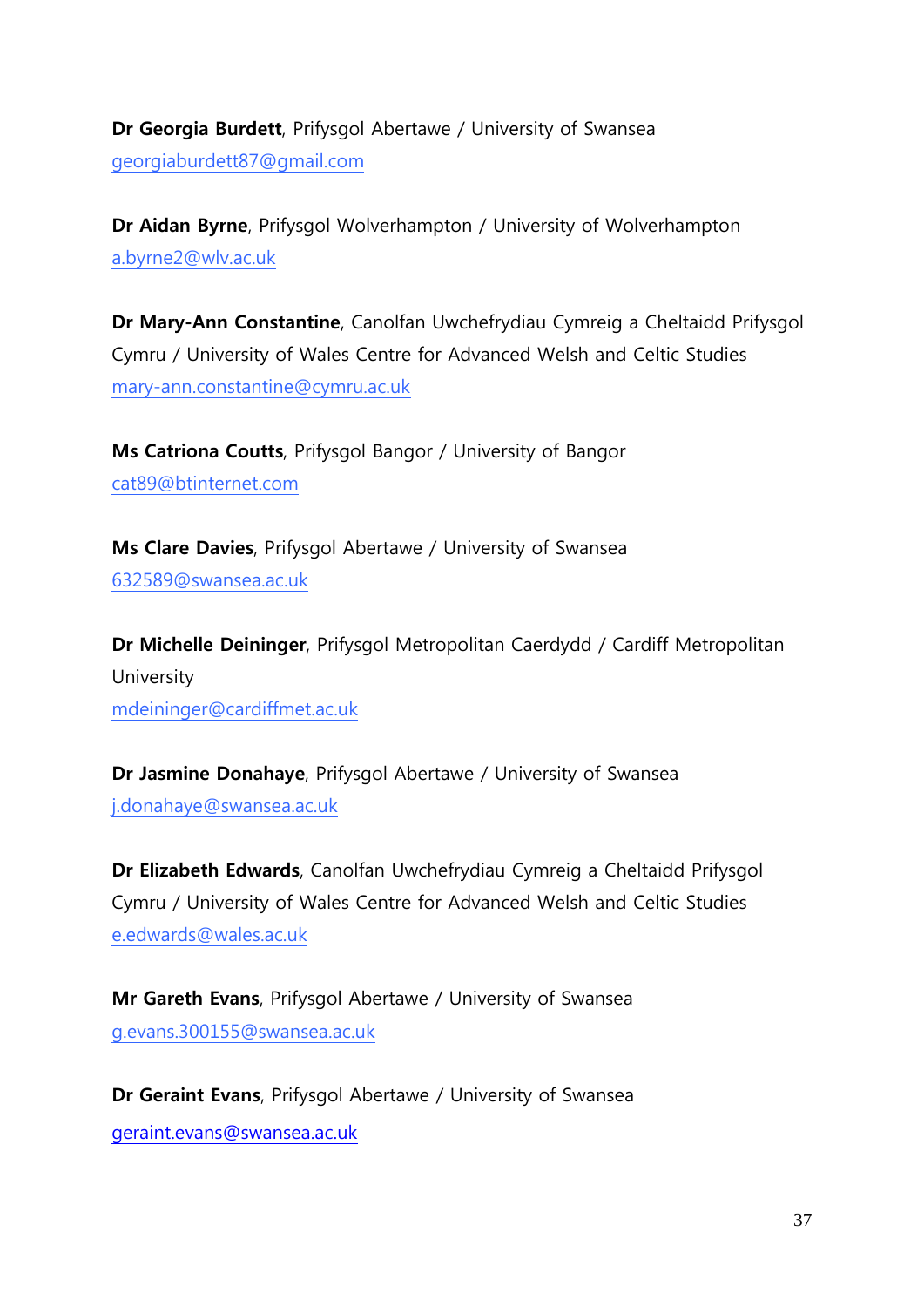**Dr Georgia Burdett**, Prifysgol Abertawe / University of Swansea
georgiaburdett87@gmail.com

**Dr Aidan Byrne**, Prifysgol Wolverhampton / University of Wolverhampton
a.byrne2@wlv.ac.uk

**Dr Mary-Ann Constantine**, Canolfan Uwchefrydiau Cymreig a Cheltaidd Prifysgol Cymru / University of Wales Centre for Advanced Welsh and Celtic Studies
mary-ann.constantine@cymru.ac.uk

**Ms Catriona Coutts**, Prifysgol Bangor / University of Bangor
cat89@btinternet.com

**Ms Clare Davies**, Prifysgol Abertawe / University of Swansea
632589@swansea.ac.uk

**Dr Michelle Deininger**, Prifysgol Metropolitan Caerdydd / Cardiff Metropolitan University
mdeininger@cardiffmet.ac.uk

**Dr Jasmine Donahaye**, Prifysgol Abertawe / University of Swansea
j.donahaye@swansea.ac.uk

**Dr Elizabeth Edwards**, Canolfan Uwchefrydiau Cymreig a Cheltaidd Prifysgol Cymru / University of Wales Centre for Advanced Welsh and Celtic Studies
e.edwards@wales.ac.uk

**Mr Gareth Evans**, Prifysgol Abertawe / University of Swansea
g.evans.300155@swansea.ac.uk

**Dr Geraint Evans**, Prifysgol Abertawe / University of Swansea
geraint.evans@swansea.ac.uk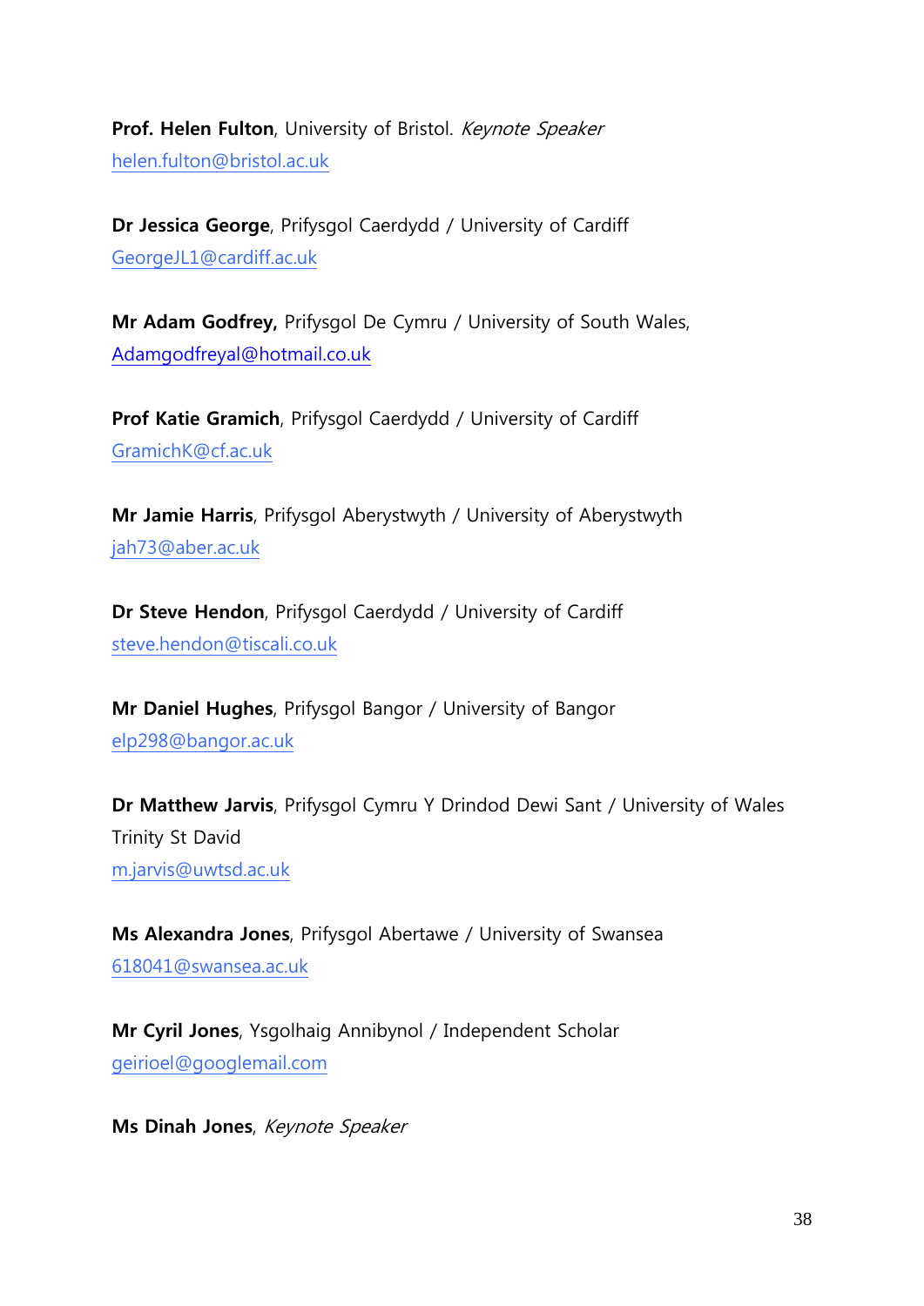**Prof. Helen Fulton**, University of Bristol. *Keynote Speaker*
helen.fulton@bristol.ac.uk

**Dr Jessica George**, Prifysgol Caerdydd / University of Cardiff
GeorgeJL1@cardiff.ac.uk

**Mr Adam Godfrey,** Prifysgol De Cymru / University of South Wales,
Adamgodfreyal@hotmail.co.uk

**Prof Katie Gramich**, Prifysgol Caerdydd / University of Cardiff
GramichK@cf.ac.uk

**Mr Jamie Harris**, Prifysgol Aberystwyth / University of Aberystwyth
jah73@aber.ac.uk

**Dr Steve Hendon**, Prifysgol Caerdydd / University of Cardiff
steve.hendon@tiscali.co.uk

**Mr Daniel Hughes**, Prifysgol Bangor / University of Bangor
elp298@bangor.ac.uk

**Dr Matthew Jarvis**, Prifysgol Cymru Y Drindod Dewi Sant / University of Wales Trinity St David
m.jarvis@uwtsd.ac.uk

**Ms Alexandra Jones**, Prifysgol Abertawe / University of Swansea
618041@swansea.ac.uk

**Mr Cyril Jones**, Ysgolhaig Annibynol / Independent Scholar
geirioel@googlemail.com

**Ms Dinah Jones**, *Keynote Speaker*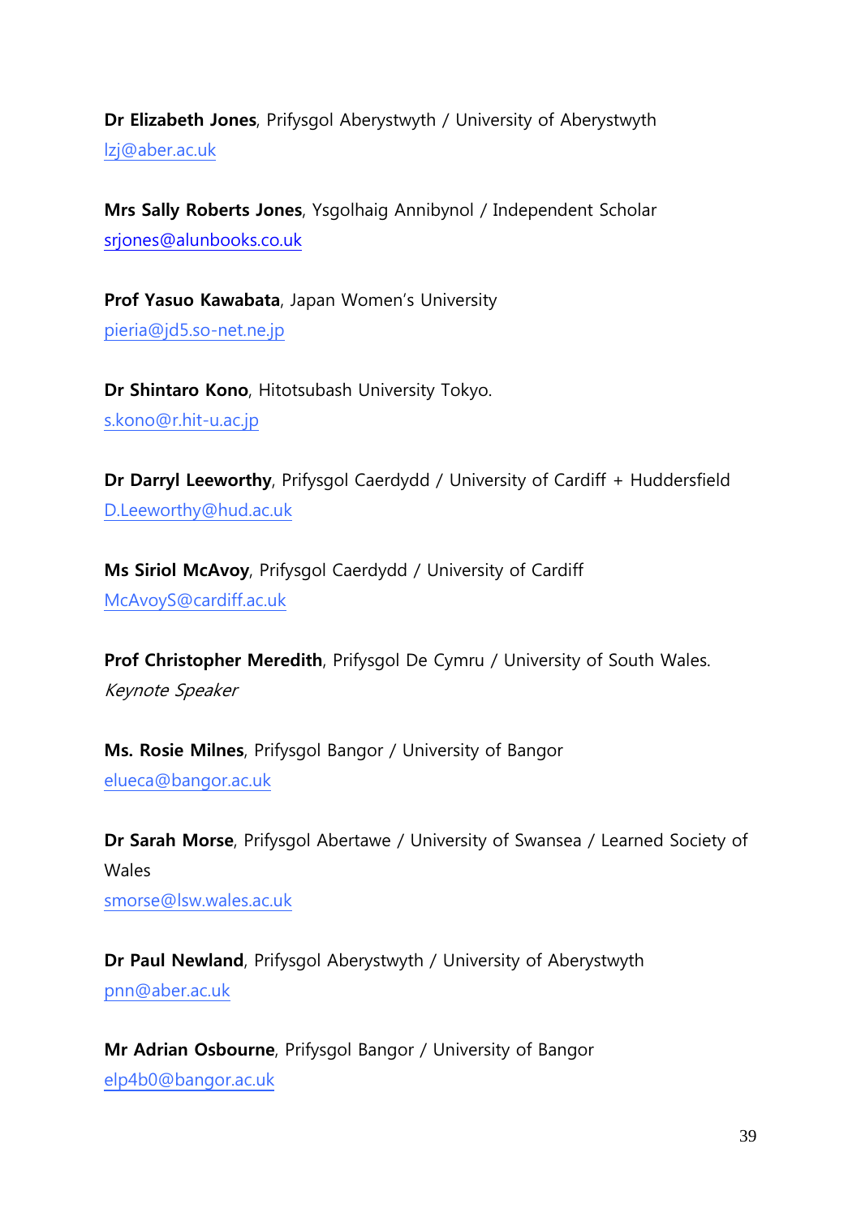**Dr Elizabeth Jones**, Prifysgol Aberystwyth / University of Aberystwyth
lzj@aber.ac.uk

**Mrs Sally Roberts Jones**, Ysgolhaig Annibynol / Independent Scholar
srjones@alunbooks.co.uk

**Prof Yasuo Kawabata**, Japan Women's University
pieria@jd5.so-net.ne.jp

**Dr Shintaro Kono**, Hitotsubash University Tokyo.
s.kono@r.hit-u.ac.jp

**Dr Darryl Leeworthy**, Prifysgol Caerdydd / University of Cardiff + Huddersfield
D.Leeworthy@hud.ac.uk

**Ms Siriol McAvoy**, Prifysgol Caerdydd / University of Cardiff
McAvoyS@cardiff.ac.uk

**Prof Christopher Meredith**, Prifysgol De Cymru / University of South Wales.
*Keynote Speaker*

**Ms. Rosie Milnes**, Prifysgol Bangor / University of Bangor
elueca@bangor.ac.uk

**Dr Sarah Morse**, Prifysgol Abertawe / University of Swansea / Learned Society of Wales
smorse@lsw.wales.ac.uk

**Dr Paul Newland**, Prifysgol Aberystwyth / University of Aberystwyth
pnn@aber.ac.uk

**Mr Adrian Osbourne**, Prifysgol Bangor / University of Bangor
elp4b0@bangor.ac.uk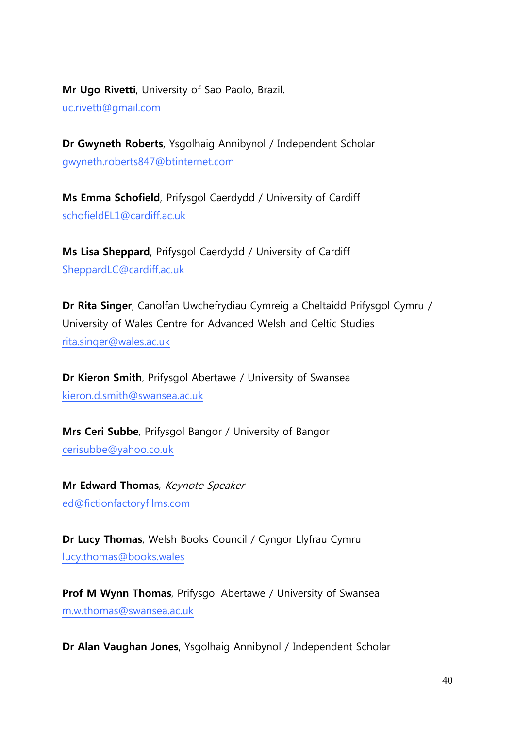**Mr Ugo Rivetti**, University of Sao Paolo, Brazil.
uc.rivetti@gmail.com

**Dr Gwyneth Roberts**, Ysgolhaig Annibynol / Independent Scholar
gwyneth.roberts847@btinternet.com

**Ms Emma Schofield**, Prifysgol Caerdydd / University of Cardiff
schofieldEL1@cardiff.ac.uk

**Ms Lisa Sheppard**, Prifysgol Caerdydd / University of Cardiff
SheppardLC@cardiff.ac.uk

**Dr Rita Singer**, Canolfan Uwchefrydiau Cymreig a Cheltaidd Prifysgol Cymru / University of Wales Centre for Advanced Welsh and Celtic Studies
rita.singer@wales.ac.uk

**Dr Kieron Smith**, Prifysgol Abertawe / University of Swansea
kieron.d.smith@swansea.ac.uk

**Mrs Ceri Subbe**, Prifysgol Bangor / University of Bangor
cerisubbe@yahoo.co.uk

**Mr Edward Thomas**, *Keynote Speaker*
ed@fictionfactoryfilms.com

**Dr Lucy Thomas**, Welsh Books Council / Cyngor Llyfrau Cymru
lucy.thomas@books.wales

**Prof M Wynn Thomas**, Prifysgol Abertawe / University of Swansea
m.w.thomas@swansea.ac.uk

**Dr Alan Vaughan Jones**, Ysgolhaig Annibynol / Independent Scholar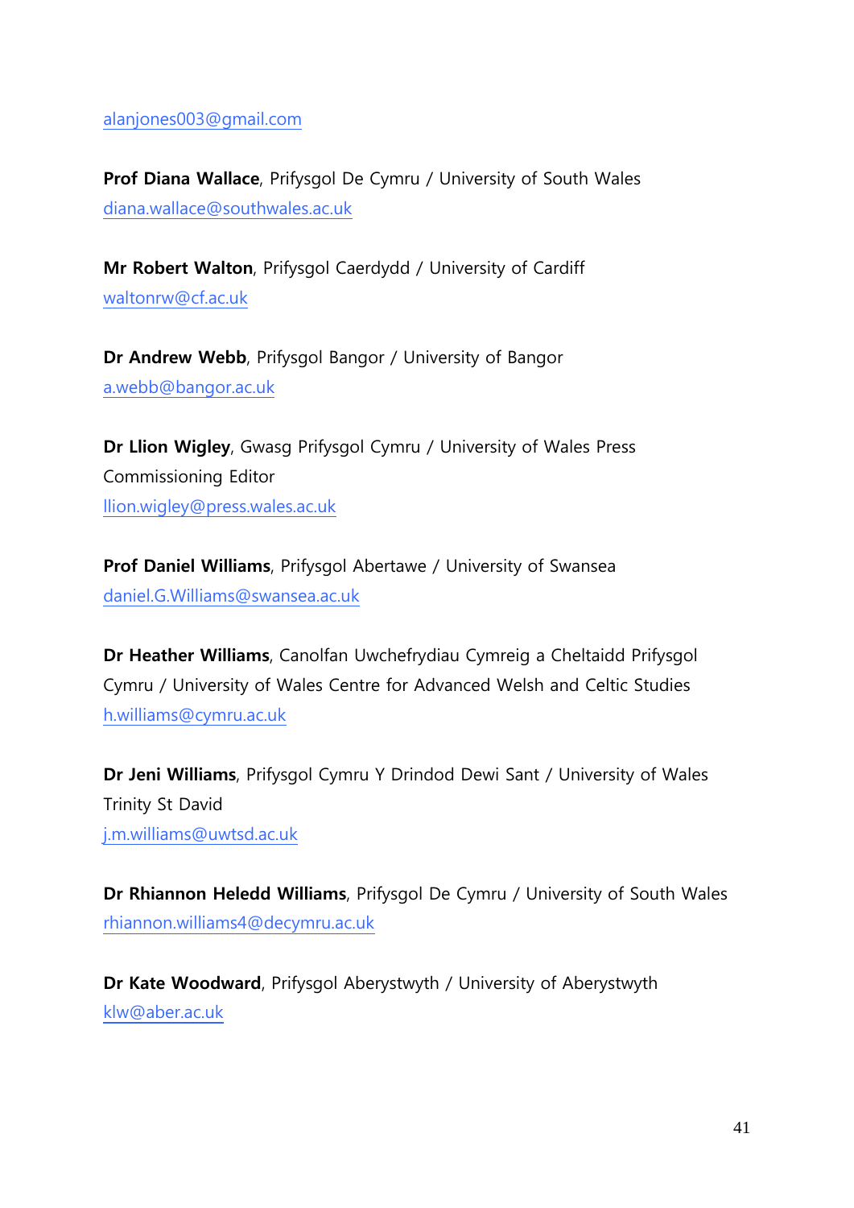alanjones003@gmail.com

**Prof Diana Wallace**, Prifysgol De Cymru / University of South Wales
diana.wallace@southwales.ac.uk

**Mr Robert Walton**, Prifysgol Caerdydd / University of Cardiff
waltonrw@cf.ac.uk

**Dr Andrew Webb**, Prifysgol Bangor / University of Bangor
a.webb@bangor.ac.uk

**Dr Llion Wigley**, Gwasg Prifysgol Cymru / University of Wales Press Commissioning Editor
llion.wigley@press.wales.ac.uk

**Prof Daniel Williams**, Prifysgol Abertawe / University of Swansea
daniel.G.Williams@swansea.ac.uk

**Dr Heather Williams**, Canolfan Uwchefrydiau Cymreig a Cheltaidd Prifysgol Cymru / University of Wales Centre for Advanced Welsh and Celtic Studies
h.williams@cymru.ac.uk

**Dr Jeni Williams**, Prifysgol Cymru Y Drindod Dewi Sant / University of Wales Trinity St David
j.m.williams@uwtsd.ac.uk

**Dr Rhiannon Heledd Williams**, Prifysgol De Cymru / University of South Wales
rhiannon.williams4@decymru.ac.uk

**Dr Kate Woodward**, Prifysgol Aberystwyth / University of Aberystwyth
klw@aber.ac.uk